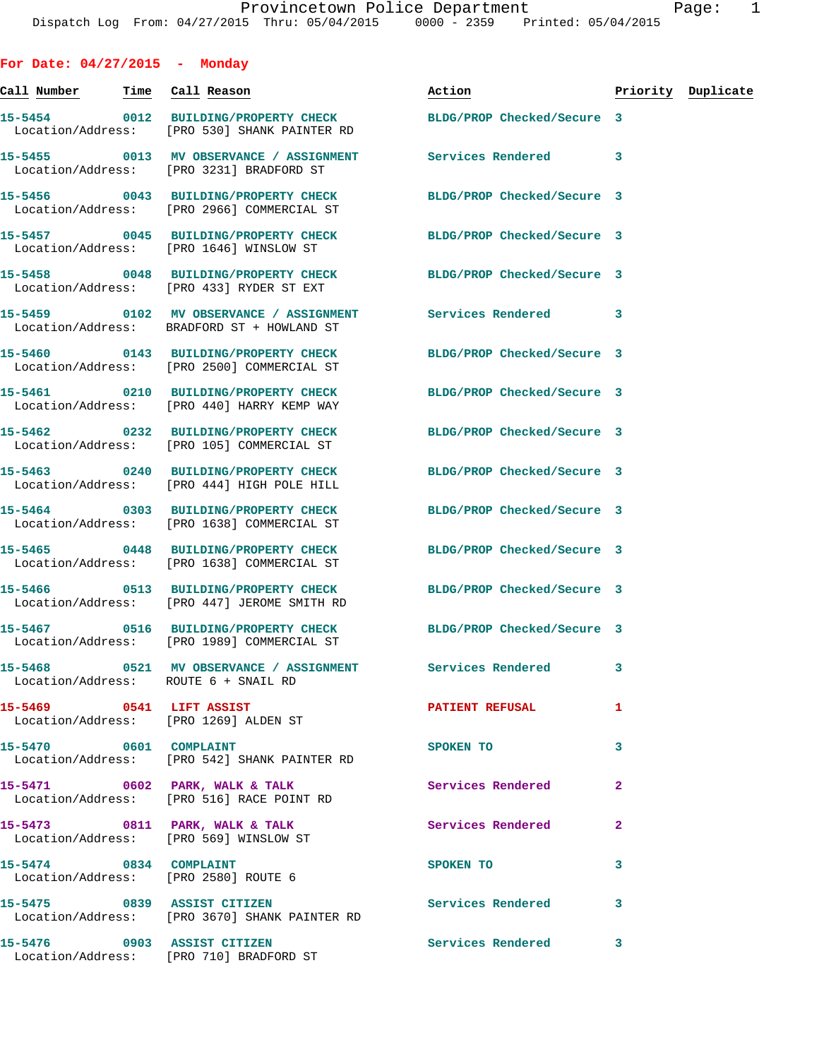Provincetown Police Department

Dispatch Log From: 04/27/2015 Thru: 05/04/2015 0000 - 2359 Printed: 05/04/2015

## For Date: 04/27/2015 - Monday

| Call Number | Time | Call Reason | Action | Priority | Duplicate |
|---|---|---|---|---|---|
| 15-5454 | 0012 | BUILDING/PROPERTY CHECK | BLDG/PROP Checked/Secure | 3 | |
| Location/Address: | | [PRO 530] SHANK PAINTER RD | | | |
| 15-5455 | 0013 | MV OBSERVANCE / ASSIGNMENT | Services Rendered | 3 | |
| Location/Address: | | [PRO 3231] BRADFORD ST | | | |
| 15-5456 | 0043 | BUILDING/PROPERTY CHECK | BLDG/PROP Checked/Secure | 3 | |
| Location/Address: | | [PRO 2966] COMMERCIAL ST | | | |
| 15-5457 | 0045 | BUILDING/PROPERTY CHECK | BLDG/PROP Checked/Secure | 3 | |
| Location/Address: | | [PRO 1646] WINSLOW ST | | | |
| 15-5458 | 0048 | BUILDING/PROPERTY CHECK | BLDG/PROP Checked/Secure | 3 | |
| Location/Address: | | [PRO 433] RYDER ST EXT | | | |
| 15-5459 | 0102 | MV OBSERVANCE / ASSIGNMENT | Services Rendered | 3 | |
| Location/Address: | | BRADFORD ST + HOWLAND ST | | | |
| 15-5460 | 0143 | BUILDING/PROPERTY CHECK | BLDG/PROP Checked/Secure | 3 | |
| Location/Address: | | [PRO 2500] COMMERCIAL ST | | | |
| 15-5461 | 0210 | BUILDING/PROPERTY CHECK | BLDG/PROP Checked/Secure | 3 | |
| Location/Address: | | [PRO 440] HARRY KEMP WAY | | | |
| 15-5462 | 0232 | BUILDING/PROPERTY CHECK | BLDG/PROP Checked/Secure | 3 | |
| Location/Address: | | [PRO 105] COMMERCIAL ST | | | |
| 15-5463 | 0240 | BUILDING/PROPERTY CHECK | BLDG/PROP Checked/Secure | 3 | |
| Location/Address: | | [PRO 444] HIGH POLE HILL | | | |
| 15-5464 | 0303 | BUILDING/PROPERTY CHECK | BLDG/PROP Checked/Secure | 3 | |
| Location/Address: | | [PRO 1638] COMMERCIAL ST | | | |
| 15-5465 | 0448 | BUILDING/PROPERTY CHECK | BLDG/PROP Checked/Secure | 3 | |
| Location/Address: | | [PRO 1638] COMMERCIAL ST | | | |
| 15-5466 | 0513 | BUILDING/PROPERTY CHECK | BLDG/PROP Checked/Secure | 3 | |
| Location/Address: | | [PRO 447] JEROME SMITH RD | | | |
| 15-5467 | 0516 | BUILDING/PROPERTY CHECK | BLDG/PROP Checked/Secure | 3 | |
| Location/Address: | | [PRO 1989] COMMERCIAL ST | | | |
| 15-5468 | 0521 | MV OBSERVANCE / ASSIGNMENT | Services Rendered | 3 | |
| Location/Address: | | ROUTE 6 + SNAIL RD | | | |
| 15-5469 | 0541 | LIFT ASSIST | PATIENT REFUSAL | 1 | |
| Location/Address: | | [PRO 1269] ALDEN ST | | | |
| 15-5470 | 0601 | COMPLAINT | SPOKEN TO | 3 | |
| Location/Address: | | [PRO 542] SHANK PAINTER RD | | | |
| 15-5471 | 0602 | PARK, WALK & TALK | Services Rendered | 2 | |
| Location/Address: | | [PRO 516] RACE POINT RD | | | |
| 15-5473 | 0811 | PARK, WALK & TALK | Services Rendered | 2 | |
| Location/Address: | | [PRO 569] WINSLOW ST | | | |
| 15-5474 | 0834 | COMPLAINT | SPOKEN TO | 3 | |
| Location/Address: | | [PRO 2580] ROUTE 6 | | | |
| 15-5475 | 0839 | ASSIST CITIZEN | Services Rendered | 3 | |
| Location/Address: | | [PRO 3670] SHANK PAINTER RD | | | |
| 15-5476 | 0903 | ASSIST CITIZEN | Services Rendered | 3 | |
| Location/Address: | | [PRO 710] BRADFORD ST | | | |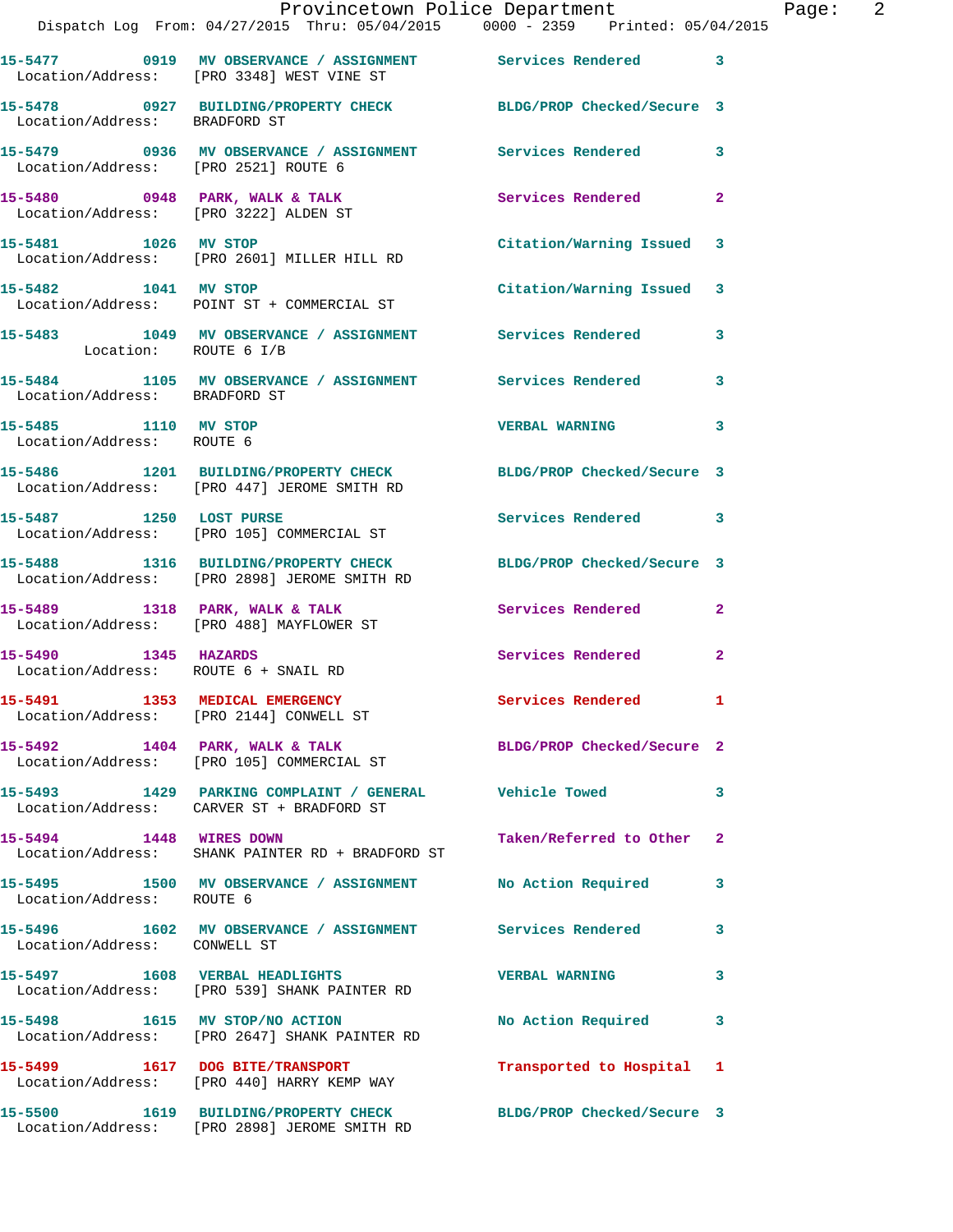15-5477 0919 MV OBSERVANCE / ASSIGNMENT Services Rendered 3
Location/Address: [PRO 3348] WEST VINE ST

15-5478 0927 BUILDING/PROPERTY CHECK BLDG/PROP Checked/Secure 3
Location/Address: BRADFORD ST

15-5479 0936 MV OBSERVANCE / ASSIGNMENT Services Rendered 3
Location/Address: [PRO 2521] ROUTE 6

15-5480 0948 PARK, WALK & TALK Services Rendered 2
Location/Address: [PRO 3222] ALDEN ST

15-5481 1026 MV STOP Citation/Warning Issued 3
Location/Address: [PRO 2601] MILLER HILL RD

15-5482 1041 MV STOP Citation/Warning Issued 3
Location/Address: POINT ST + COMMERCIAL ST

15-5483 1049 MV OBSERVANCE / ASSIGNMENT Services Rendered 3
Location: ROUTE 6 I/B

15-5484 1105 MV OBSERVANCE / ASSIGNMENT Services Rendered 3
Location/Address: BRADFORD ST

15-5485 1110 MV STOP VERBAL WARNING 3
Location/Address: ROUTE 6

15-5486 1201 BUILDING/PROPERTY CHECK BLDG/PROP Checked/Secure 3
Location/Address: [PRO 447] JEROME SMITH RD

15-5487 1250 LOST PURSE Services Rendered 3
Location/Address: [PRO 105] COMMERCIAL ST

15-5488 1316 BUILDING/PROPERTY CHECK BLDG/PROP Checked/Secure 3
Location/Address: [PRO 2898] JEROME SMITH RD

15-5489 1318 PARK, WALK & TALK Services Rendered 2
Location/Address: [PRO 488] MAYFLOWER ST

15-5490 1345 HAZARDS Services Rendered 2
Location/Address: ROUTE 6 + SNAIL RD

15-5491 1353 MEDICAL EMERGENCY Services Rendered 1
Location/Address: [PRO 2144] CONWELL ST

15-5492 1404 PARK, WALK & TALK BLDG/PROP Checked/Secure 2
Location/Address: [PRO 105] COMMERCIAL ST

15-5493 1429 PARKING COMPLAINT / GENERAL Vehicle Towed 3
Location/Address: CARVER ST + BRADFORD ST

15-5494 1448 WIRES DOWN Taken/Referred to Other 2
Location/Address: SHANK PAINTER RD + BRADFORD ST

15-5495 1500 MV OBSERVANCE / ASSIGNMENT No Action Required 3
Location/Address: ROUTE 6

15-5496 1602 MV OBSERVANCE / ASSIGNMENT Services Rendered 3
Location/Address: CONWELL ST

15-5497 1608 VERBAL HEADLIGHTS VERBAL WARNING 3
Location/Address: [PRO 539] SHANK PAINTER RD

15-5498 1615 MV STOP/NO ACTION No Action Required 3
Location/Address: [PRO 2647] SHANK PAINTER RD

15-5499 1617 DOG BITE/TRANSPORT Transported to Hospital 1
Location/Address: [PRO 440] HARRY KEMP WAY

15-5500 1619 BUILDING/PROPERTY CHECK BLDG/PROP Checked/Secure 3
Location/Address: [PRO 2898] JEROME SMITH RD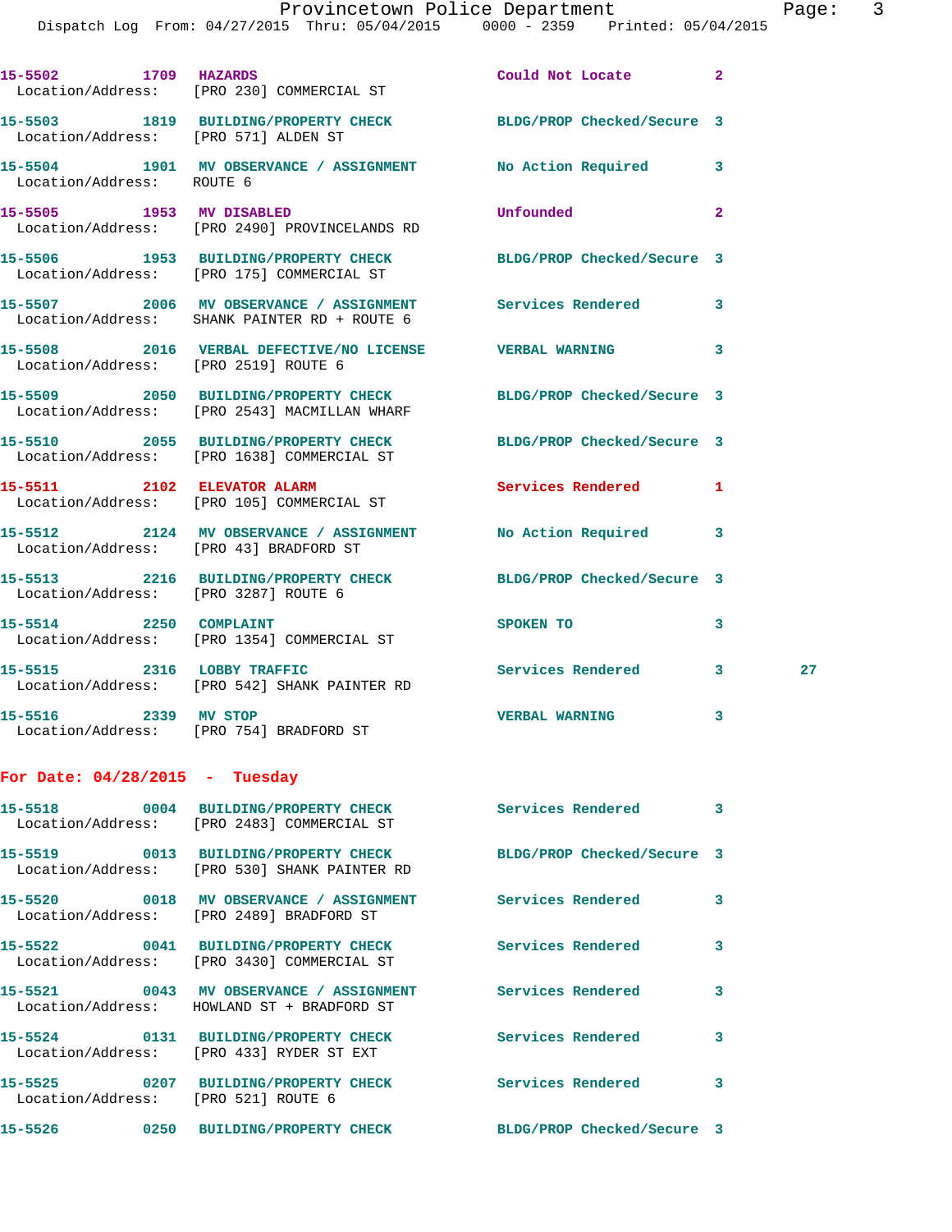15-5502 1709 HAZARDS Could Not Locate 2
Location/Address: [PRO 230] COMMERCIAL ST

15-5503 1819 BUILDING/PROPERTY CHECK BLDG/PROP Checked/Secure 3
Location/Address: [PRO 571] ALDEN ST

15-5504 1901 MV OBSERVANCE / ASSIGNMENT No Action Required 3
Location/Address: ROUTE 6

15-5505 1953 MV DISABLED Unfounded 2
Location/Address: [PRO 2490] PROVINCELANDS RD

15-5506 1953 BUILDING/PROPERTY CHECK BLDG/PROP Checked/Secure 3
Location/Address: [PRO 175] COMMERCIAL ST

15-5507 2006 MV OBSERVANCE / ASSIGNMENT Services Rendered 3
Location/Address: SHANK PAINTER RD + ROUTE 6

15-5508 2016 VERBAL DEFECTIVE/NO LICENSE VERBAL WARNING 3
Location/Address: [PRO 2519] ROUTE 6

15-5509 2050 BUILDING/PROPERTY CHECK BLDG/PROP Checked/Secure 3
Location/Address: [PRO 2543] MACMILLAN WHARF

15-5510 2055 BUILDING/PROPERTY CHECK BLDG/PROP Checked/Secure 3
Location/Address: [PRO 1638] COMMERCIAL ST

15-5511 2102 ELEVATOR ALARM Services Rendered 1
Location/Address: [PRO 105] COMMERCIAL ST

15-5512 2124 MV OBSERVANCE / ASSIGNMENT No Action Required 3
Location/Address: [PRO 43] BRADFORD ST

15-5513 2216 BUILDING/PROPERTY CHECK BLDG/PROP Checked/Secure 3
Location/Address: [PRO 3287] ROUTE 6

15-5514 2250 COMPLAINT SPOKEN TO 3
Location/Address: [PRO 1354] COMMERCIAL ST

15-5515 2316 LOBBY TRAFFIC Services Rendered 3 27
Location/Address: [PRO 542] SHANK PAINTER RD

15-5516 2339 MV STOP VERBAL WARNING 3
Location/Address: [PRO 754] BRADFORD ST

## For Date: 04/28/2015 - Tuesday

15-5518 0004 BUILDING/PROPERTY CHECK Services Rendered 3
Location/Address: [PRO 2483] COMMERCIAL ST

15-5519 0013 BUILDING/PROPERTY CHECK BLDG/PROP Checked/Secure 3
Location/Address: [PRO 530] SHANK PAINTER RD

15-5520 0018 MV OBSERVANCE / ASSIGNMENT Services Rendered 3
Location/Address: [PRO 2489] BRADFORD ST

15-5522 0041 BUILDING/PROPERTY CHECK Services Rendered 3
Location/Address: [PRO 3430] COMMERCIAL ST

15-5521 0043 MV OBSERVANCE / ASSIGNMENT Services Rendered 3
Location/Address: HOWLAND ST + BRADFORD ST

15-5524 0131 BUILDING/PROPERTY CHECK Services Rendered 3
Location/Address: [PRO 433] RYDER ST EXT

15-5525 0207 BUILDING/PROPERTY CHECK Services Rendered 3
Location/Address: [PRO 521] ROUTE 6

15-5526 0250 BUILDING/PROPERTY CHECK BLDG/PROP Checked/Secure 3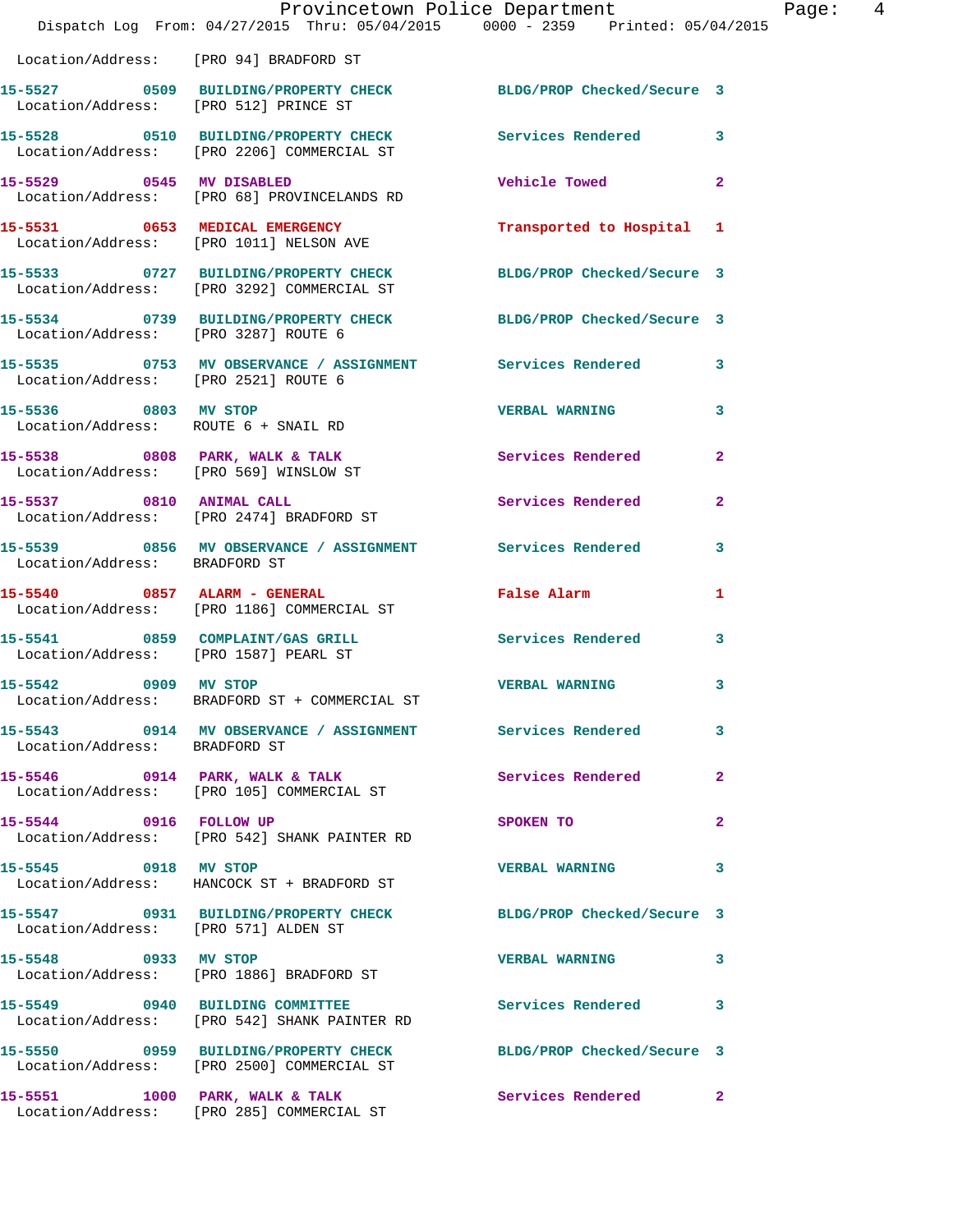Location/Address: [PRO 94] BRADFORD ST

| Call # | Time | Call Reason | Action | Priority |
|---|---|---|---|---|
| 15-5527 | 0509 | BUILDING/PROPERTY CHECK | BLDG/PROP Checked/Secure | 3 |
| | | Location/Address: [PRO 512] PRINCE ST | | |
| 15-5528 | 0510 | BUILDING/PROPERTY CHECK | Services Rendered | 3 |
| | | Location/Address: [PRO 2206] COMMERCIAL ST | | |
| 15-5529 | 0545 | MV DISABLED | Vehicle Towed | 2 |
| | | Location/Address: [PRO 68] PROVINCELANDS RD | | |
| 15-5531 | 0653 | MEDICAL EMERGENCY | Transported to Hospital | 1 |
| | | Location/Address: [PRO 1011] NELSON AVE | | |
| 15-5533 | 0727 | BUILDING/PROPERTY CHECK | BLDG/PROP Checked/Secure | 3 |
| | | Location/Address: [PRO 3292] COMMERCIAL ST | | |
| 15-5534 | 0739 | BUILDING/PROPERTY CHECK | BLDG/PROP Checked/Secure | 3 |
| | | Location/Address: [PRO 3287] ROUTE 6 | | |
| 15-5535 | 0753 | MV OBSERVANCE / ASSIGNMENT | Services Rendered | 3 |
| | | Location/Address: [PRO 2521] ROUTE 6 | | |
| 15-5536 | 0803 | MV STOP | VERBAL WARNING | 3 |
| | | Location/Address: ROUTE 6 + SNAIL RD | | |
| 15-5538 | 0808 | PARK, WALK & TALK | Services Rendered | 2 |
| | | Location/Address: [PRO 569] WINSLOW ST | | |
| 15-5537 | 0810 | ANIMAL CALL | Services Rendered | 2 |
| | | Location/Address: [PRO 2474] BRADFORD ST | | |
| 15-5539 | 0856 | MV OBSERVANCE / ASSIGNMENT | Services Rendered | 3 |
| | | Location/Address: BRADFORD ST | | |
| 15-5540 | 0857 | ALARM - GENERAL | False Alarm | 1 |
| | | Location/Address: [PRO 1186] COMMERCIAL ST | | |
| 15-5541 | 0859 | COMPLAINT/GAS GRILL | Services Rendered | 3 |
| | | Location/Address: [PRO 1587] PEARL ST | | |
| 15-5542 | 0909 | MV STOP | VERBAL WARNING | 3 |
| | | Location/Address: BRADFORD ST + COMMERCIAL ST | | |
| 15-5543 | 0914 | MV OBSERVANCE / ASSIGNMENT | Services Rendered | 3 |
| | | Location/Address: BRADFORD ST | | |
| 15-5546 | 0914 | PARK, WALK & TALK | Services Rendered | 2 |
| | | Location/Address: [PRO 105] COMMERCIAL ST | | |
| 15-5544 | 0916 | FOLLOW UP | SPOKEN TO | 2 |
| | | Location/Address: [PRO 542] SHANK PAINTER RD | | |
| 15-5545 | 0918 | MV STOP | VERBAL WARNING | 3 |
| | | Location/Address: HANCOCK ST + BRADFORD ST | | |
| 15-5547 | 0931 | BUILDING/PROPERTY CHECK | BLDG/PROP Checked/Secure | 3 |
| | | Location/Address: [PRO 571] ALDEN ST | | |
| 15-5548 | 0933 | MV STOP | VERBAL WARNING | 3 |
| | | Location/Address: [PRO 1886] BRADFORD ST | | |
| 15-5549 | 0940 | BUILDING COMMITTEE | Services Rendered | 3 |
| | | Location/Address: [PRO 542] SHANK PAINTER RD | | |
| 15-5550 | 0959 | BUILDING/PROPERTY CHECK | BLDG/PROP Checked/Secure | 3 |
| | | Location/Address: [PRO 2500] COMMERCIAL ST | | |
| 15-5551 | 1000 | PARK, WALK & TALK | Services Rendered | 2 |
| | | Location/Address: [PRO 285] COMMERCIAL ST | | |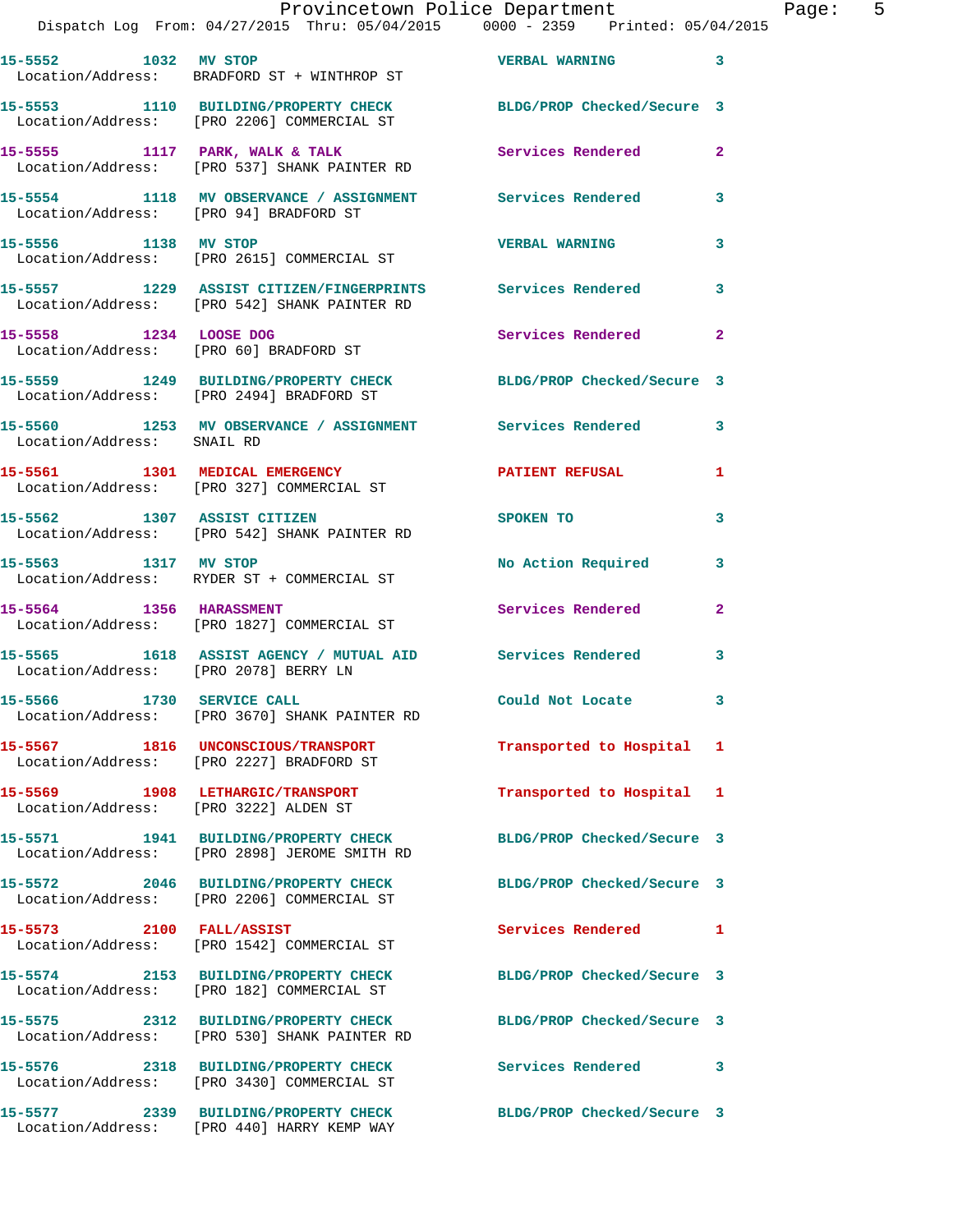15-5552 1032 MV STOP VERBAL WARNING 3
Location/Address: BRADFORD ST + WINTHROP ST

15-5553 1110 BUILDING/PROPERTY CHECK BLDG/PROP Checked/Secure 3
Location/Address: [PRO 2206] COMMERCIAL ST

15-5555 1117 PARK, WALK & TALK Services Rendered 2
Location/Address: [PRO 537] SHANK PAINTER RD

15-5554 1118 MV OBSERVANCE / ASSIGNMENT Services Rendered 3
Location/Address: [PRO 94] BRADFORD ST

15-5556 1138 MV STOP VERBAL WARNING 3
Location/Address: [PRO 2615] COMMERCIAL ST

15-5557 1229 ASSIST CITIZEN/FINGERPRINTS Services Rendered 3
Location/Address: [PRO 542] SHANK PAINTER RD

15-5558 1234 LOOSE DOG Services Rendered 2
Location/Address: [PRO 60] BRADFORD ST

15-5559 1249 BUILDING/PROPERTY CHECK BLDG/PROP Checked/Secure 3
Location/Address: [PRO 2494] BRADFORD ST

15-5560 1253 MV OBSERVANCE / ASSIGNMENT Services Rendered 3
Location/Address: SNAIL RD

15-5561 1301 MEDICAL EMERGENCY PATIENT REFUSAL 1
Location/Address: [PRO 327] COMMERCIAL ST

15-5562 1307 ASSIST CITIZEN SPOKEN TO 3
Location/Address: [PRO 542] SHANK PAINTER RD

15-5563 1317 MV STOP No Action Required 3
Location/Address: RYDER ST + COMMERCIAL ST

15-5564 1356 HARASSMENT Services Rendered 2
Location/Address: [PRO 1827] COMMERCIAL ST

15-5565 1618 ASSIST AGENCY / MUTUAL AID Services Rendered 3
Location/Address: [PRO 2078] BERRY LN

15-5566 1730 SERVICE CALL Could Not Locate 3
Location/Address: [PRO 3670] SHANK PAINTER RD

15-5567 1816 UNCONSCIOUS/TRANSPORT Transported to Hospital 1
Location/Address: [PRO 2227] BRADFORD ST

15-5569 1908 LETHARGIC/TRANSPORT Transported to Hospital 1
Location/Address: [PRO 3222] ALDEN ST

15-5571 1941 BUILDING/PROPERTY CHECK BLDG/PROP Checked/Secure 3
Location/Address: [PRO 2898] JEROME SMITH RD

15-5572 2046 BUILDING/PROPERTY CHECK BLDG/PROP Checked/Secure 3
Location/Address: [PRO 2206] COMMERCIAL ST

15-5573 2100 FALL/ASSIST Services Rendered 1
Location/Address: [PRO 1542] COMMERCIAL ST

15-5574 2153 BUILDING/PROPERTY CHECK BLDG/PROP Checked/Secure 3
Location/Address: [PRO 182] COMMERCIAL ST

15-5575 2312 BUILDING/PROPERTY CHECK BLDG/PROP Checked/Secure 3
Location/Address: [PRO 530] SHANK PAINTER RD

15-5576 2318 BUILDING/PROPERTY CHECK Services Rendered 3
Location/Address: [PRO 3430] COMMERCIAL ST

15-5577 2339 BUILDING/PROPERTY CHECK BLDG/PROP Checked/Secure 3
Location/Address: [PRO 440] HARRY KEMP WAY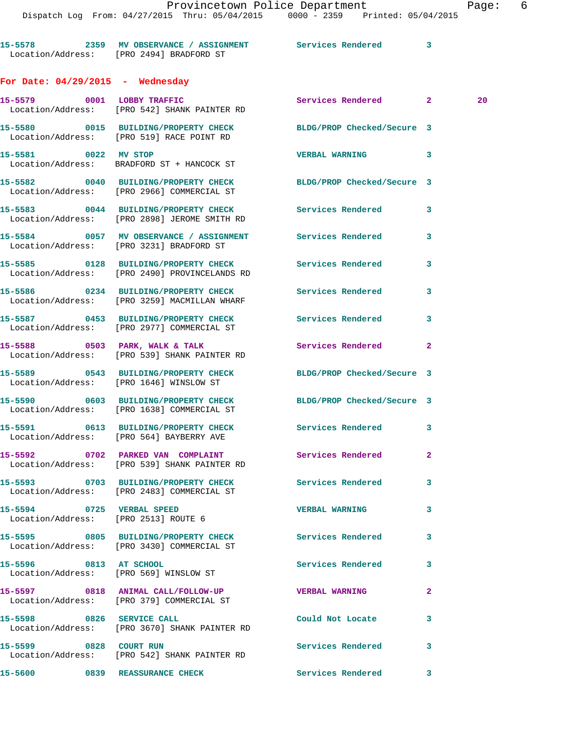15-5578 2359 MV OBSERVANCE / ASSIGNMENT Services Rendered 3
Location/Address: [PRO 2494] BRADFORD ST

## For Date: 04/29/2015 - Wednesday

15-5579 0001 LOBBY TRAFFIC Services Rendered 2 20
Location/Address: [PRO 542] SHANK PAINTER RD

15-5580 0015 BUILDING/PROPERTY CHECK BLDG/PROP Checked/Secure 3
Location/Address: [PRO 519] RACE POINT RD

15-5581 0022 MV STOP VERBAL WARNING 3
Location/Address: BRADFORD ST + HANCOCK ST

15-5582 0040 BUILDING/PROPERTY CHECK BLDG/PROP Checked/Secure 3
Location/Address: [PRO 2966] COMMERCIAL ST

15-5583 0044 BUILDING/PROPERTY CHECK Services Rendered 3
Location/Address: [PRO 2898] JEROME SMITH RD

15-5584 0057 MV OBSERVANCE / ASSIGNMENT Services Rendered 3
Location/Address: [PRO 3231] BRADFORD ST

15-5585 0128 BUILDING/PROPERTY CHECK Services Rendered 3
Location/Address: [PRO 2490] PROVINCELANDS RD

15-5586 0234 BUILDING/PROPERTY CHECK Services Rendered 3
Location/Address: [PRO 3259] MACMILLAN WHARF

15-5587 0453 BUILDING/PROPERTY CHECK Services Rendered 3
Location/Address: [PRO 2977] COMMERCIAL ST

15-5588 0503 PARK, WALK & TALK Services Rendered 2
Location/Address: [PRO 539] SHANK PAINTER RD

15-5589 0543 BUILDING/PROPERTY CHECK BLDG/PROP Checked/Secure 3
Location/Address: [PRO 1646] WINSLOW ST

15-5590 0603 BUILDING/PROPERTY CHECK BLDG/PROP Checked/Secure 3
Location/Address: [PRO 1638] COMMERCIAL ST

15-5591 0613 BUILDING/PROPERTY CHECK Services Rendered 3
Location/Address: [PRO 564] BAYBERRY AVE

15-5592 0702 PARKED VAN COMPLAINT Services Rendered 2
Location/Address: [PRO 539] SHANK PAINTER RD

15-5593 0703 BUILDING/PROPERTY CHECK Services Rendered 3
Location/Address: [PRO 2483] COMMERCIAL ST

15-5594 0725 VERBAL SPEED VERBAL WARNING 3
Location/Address: [PRO 2513] ROUTE 6

15-5595 0805 BUILDING/PROPERTY CHECK Services Rendered 3
Location/Address: [PRO 3430] COMMERCIAL ST

15-5596 0813 AT SCHOOL Services Rendered 3
Location/Address: [PRO 569] WINSLOW ST

15-5597 0818 ANIMAL CALL/FOLLOW-UP VERBAL WARNING 2
Location/Address: [PRO 379] COMMERCIAL ST

15-5598 0826 SERVICE CALL Could Not Locate 3
Location/Address: [PRO 3670] SHANK PAINTER RD

15-5599 0828 COURT RUN Services Rendered 3
Location/Address: [PRO 542] SHANK PAINTER RD

15-5600 0839 REASSURANCE CHECK Services Rendered 3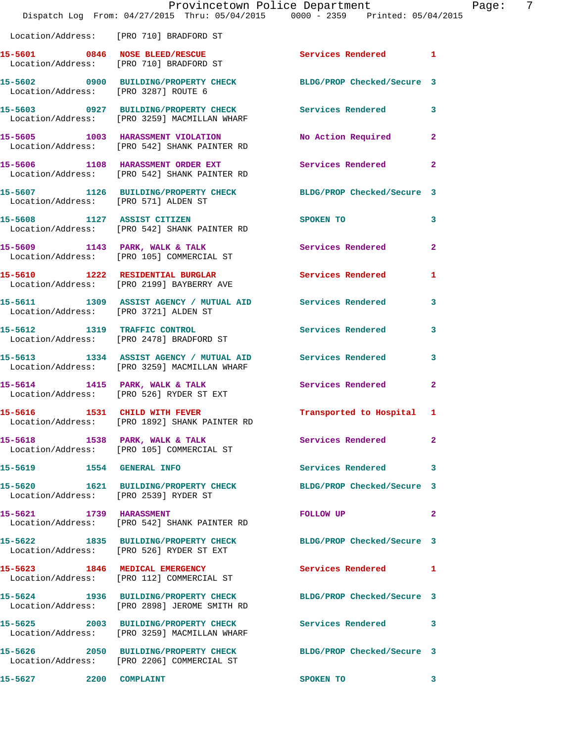Location/Address: [PRO 710] BRADFORD ST

**15-5601 0846 NOSE BLEED/RESCUE** Services Rendered 1
Location/Address: [PRO 710] BRADFORD ST

**15-5602 0900 BUILDING/PROPERTY CHECK** BLDG/PROP Checked/Secure 3
Location/Address: [PRO 3287] ROUTE 6

**15-5603 0927 BUILDING/PROPERTY CHECK** Services Rendered 3
Location/Address: [PRO 3259] MACMILLAN WHARF

**15-5605 1003 HARASSMENT VIOLATION** No Action Required 2
Location/Address: [PRO 542] SHANK PAINTER RD

**15-5606 1108 HARASSMENT ORDER EXT** Services Rendered 2
Location/Address: [PRO 542] SHANK PAINTER RD

**15-5607 1126 BUILDING/PROPERTY CHECK** BLDG/PROP Checked/Secure 3
Location/Address: [PRO 571] ALDEN ST

**15-5608 1127 ASSIST CITIZEN** SPOKEN TO 3
Location/Address: [PRO 542] SHANK PAINTER RD

**15-5609 1143 PARK, WALK & TALK** Services Rendered 2
Location/Address: [PRO 105] COMMERCIAL ST

**15-5610 1222 RESIDENTIAL BURGLAR** Services Rendered 1
Location/Address: [PRO 2199] BAYBERRY AVE

**15-5611 1309 ASSIST AGENCY / MUTUAL AID** Services Rendered 3
Location/Address: [PRO 3721] ALDEN ST

**15-5612 1319 TRAFFIC CONTROL** Services Rendered 3
Location/Address: [PRO 2478] BRADFORD ST

**15-5613 1334 ASSIST AGENCY / MUTUAL AID** Services Rendered 3
Location/Address: [PRO 3259] MACMILLAN WHARF

**15-5614 1415 PARK, WALK & TALK** Services Rendered 2
Location/Address: [PRO 526] RYDER ST EXT

**15-5616 1531 CHILD WITH FEVER** Transported to Hospital 1
Location/Address: [PRO 1892] SHANK PAINTER RD

**15-5618 1538 PARK, WALK & TALK** Services Rendered 2
Location/Address: [PRO 105] COMMERCIAL ST

**15-5619 1554 GENERAL INFO** Services Rendered 3

**15-5620 1621 BUILDING/PROPERTY CHECK** BLDG/PROP Checked/Secure 3
Location/Address: [PRO 2539] RYDER ST

**15-5621 1739 HARASSMENT** FOLLOW UP 2
Location/Address: [PRO 542] SHANK PAINTER RD

**15-5622 1835 BUILDING/PROPERTY CHECK** BLDG/PROP Checked/Secure 3
Location/Address: [PRO 526] RYDER ST EXT

**15-5623 1846 MEDICAL EMERGENCY** Services Rendered 1
Location/Address: [PRO 112] COMMERCIAL ST

**15-5624 1936 BUILDING/PROPERTY CHECK** BLDG/PROP Checked/Secure 3
Location/Address: [PRO 2898] JEROME SMITH RD

**15-5625 2003 BUILDING/PROPERTY CHECK** Services Rendered 3
Location/Address: [PRO 3259] MACMILLAN WHARF

**15-5626 2050 BUILDING/PROPERTY CHECK** BLDG/PROP Checked/Secure 3
Location/Address: [PRO 2206] COMMERCIAL ST

**15-5627 2200 COMPLAINT** SPOKEN TO 3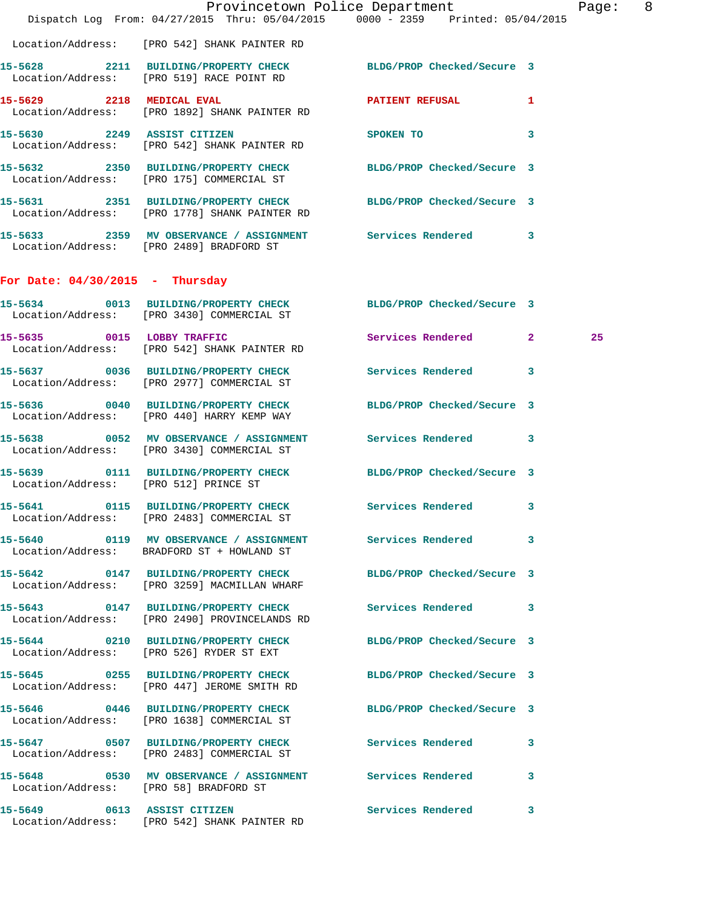Location/Address: [PRO 542] SHANK PAINTER RD

**15-5628** 2211 **BUILDING/PROPERTY CHECK** BLDG/PROP Checked/Secure 3
Location/Address: [PRO 519] RACE POINT RD

**15-5629** 2218 **MEDICAL EVAL** PATIENT REFUSAL 1
Location/Address: [PRO 1892] SHANK PAINTER RD

**15-5630** 2249 **ASSIST CITIZEN** SPOKEN TO 3
Location/Address: [PRO 542] SHANK PAINTER RD

**15-5632** 2350 **BUILDING/PROPERTY CHECK** BLDG/PROP Checked/Secure 3
Location/Address: [PRO 175] COMMERCIAL ST

**15-5631** 2351 **BUILDING/PROPERTY CHECK** BLDG/PROP Checked/Secure 3
Location/Address: [PRO 1778] SHANK PAINTER RD

**15-5633** 2359 **MV OBSERVANCE / ASSIGNMENT** Services Rendered 3
Location/Address: [PRO 2489] BRADFORD ST

## For Date: 04/30/2015 - Thursday

**15-5634** 0013 **BUILDING/PROPERTY CHECK** BLDG/PROP Checked/Secure 3
Location/Address: [PRO 3430] COMMERCIAL ST

**15-5635** 0015 **LOBBY TRAFFIC** Services Rendered 2 25
Location/Address: [PRO 542] SHANK PAINTER RD

**15-5637** 0036 **BUILDING/PROPERTY CHECK** Services Rendered 3
Location/Address: [PRO 2977] COMMERCIAL ST

**15-5636** 0040 **BUILDING/PROPERTY CHECK** BLDG/PROP Checked/Secure 3
Location/Address: [PRO 440] HARRY KEMP WAY

**15-5638** 0052 **MV OBSERVANCE / ASSIGNMENT** Services Rendered 3
Location/Address: [PRO 3430] COMMERCIAL ST

**15-5639** 0111 **BUILDING/PROPERTY CHECK** BLDG/PROP Checked/Secure 3
Location/Address: [PRO 512] PRINCE ST

**15-5641** 0115 **BUILDING/PROPERTY CHECK** Services Rendered 3
Location/Address: [PRO 2483] COMMERCIAL ST

**15-5640** 0119 **MV OBSERVANCE / ASSIGNMENT** Services Rendered 3
Location/Address: BRADFORD ST + HOWLAND ST

**15-5642** 0147 **BUILDING/PROPERTY CHECK** BLDG/PROP Checked/Secure 3
Location/Address: [PRO 3259] MACMILLAN WHARF

**15-5643** 0147 **BUILDING/PROPERTY CHECK** Services Rendered 3
Location/Address: [PRO 2490] PROVINCELANDS RD

**15-5644** 0210 **BUILDING/PROPERTY CHECK** BLDG/PROP Checked/Secure 3
Location/Address: [PRO 526] RYDER ST EXT

**15-5645** 0255 **BUILDING/PROPERTY CHECK** BLDG/PROP Checked/Secure 3
Location/Address: [PRO 447] JEROME SMITH RD

**15-5646** 0446 **BUILDING/PROPERTY CHECK** BLDG/PROP Checked/Secure 3
Location/Address: [PRO 1638] COMMERCIAL ST

**15-5647** 0507 **BUILDING/PROPERTY CHECK** Services Rendered 3
Location/Address: [PRO 2483] COMMERCIAL ST

**15-5648** 0530 **MV OBSERVANCE / ASSIGNMENT** Services Rendered 3
Location/Address: [PRO 58] BRADFORD ST

**15-5649** 0613 **ASSIST CITIZEN** Services Rendered 3
Location/Address: [PRO 542] SHANK PAINTER RD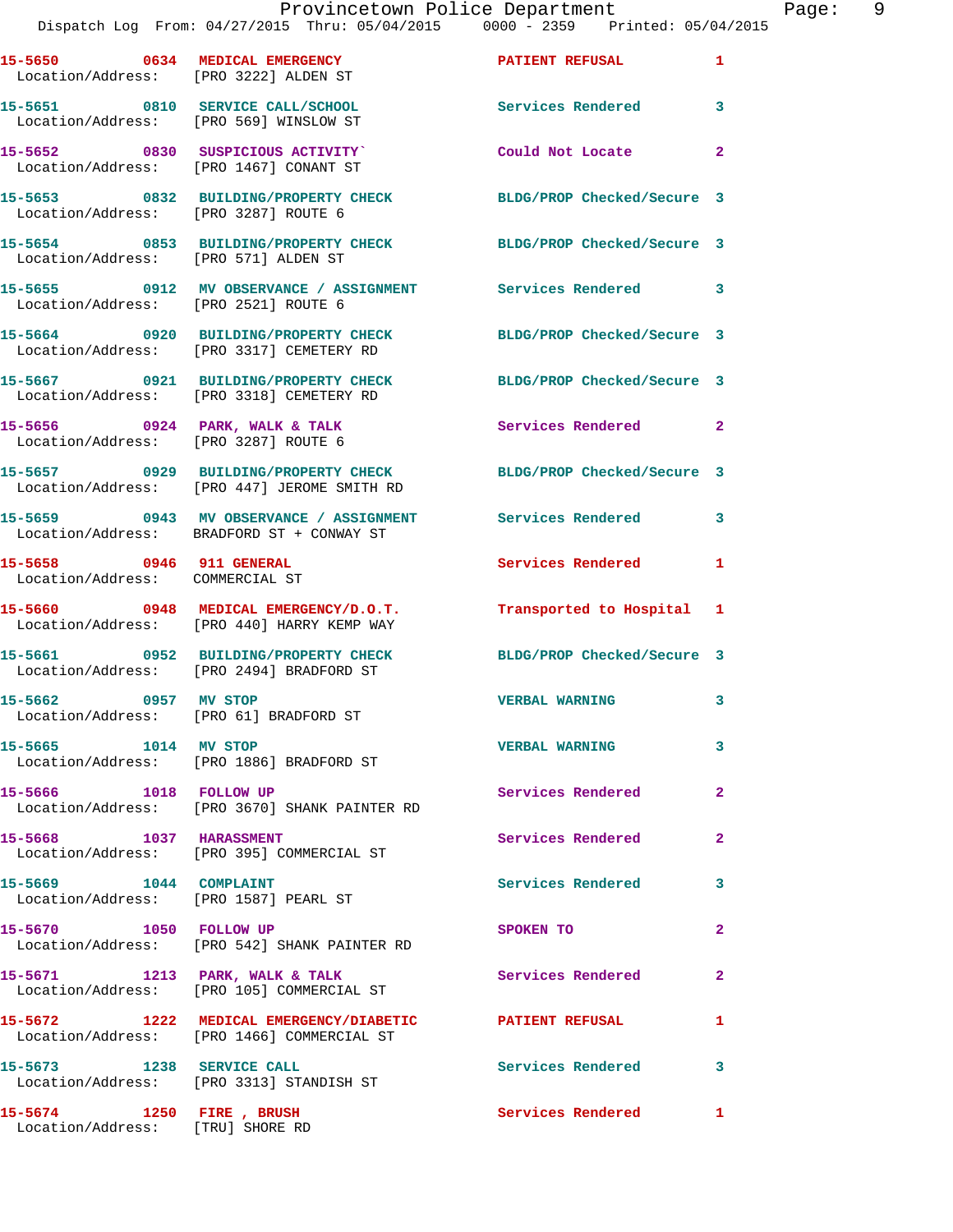15-5650 0634 MEDICAL EMERGENCY PATIENT REFUSAL 1
Location/Address: [PRO 3222] ALDEN ST

15-5651 0810 SERVICE CALL/SCHOOL Services Rendered 3
Location/Address: [PRO 569] WINSLOW ST

15-5652 0830 SUSPICIOUS ACTIVITY` Could Not Locate 2
Location/Address: [PRO 1467] CONANT ST

15-5653 0832 BUILDING/PROPERTY CHECK BLDG/PROP Checked/Secure 3
Location/Address: [PRO 3287] ROUTE 6

15-5654 0853 BUILDING/PROPERTY CHECK BLDG/PROP Checked/Secure 3
Location/Address: [PRO 571] ALDEN ST

15-5655 0912 MV OBSERVANCE / ASSIGNMENT Services Rendered 3
Location/Address: [PRO 2521] ROUTE 6

15-5664 0920 BUILDING/PROPERTY CHECK BLDG/PROP Checked/Secure 3
Location/Address: [PRO 3317] CEMETERY RD

15-5667 0921 BUILDING/PROPERTY CHECK BLDG/PROP Checked/Secure 3
Location/Address: [PRO 3318] CEMETERY RD

15-5656 0924 PARK, WALK & TALK Services Rendered 2
Location/Address: [PRO 3287] ROUTE 6

15-5657 0929 BUILDING/PROPERTY CHECK BLDG/PROP Checked/Secure 3
Location/Address: [PRO 447] JEROME SMITH RD

15-5659 0943 MV OBSERVANCE / ASSIGNMENT Services Rendered 3
Location/Address: BRADFORD ST + CONWAY ST

15-5658 0946 911 GENERAL Services Rendered 1
Location/Address: COMMERCIAL ST

15-5660 0948 MEDICAL EMERGENCY/D.O.T. Transported to Hospital 1
Location/Address: [PRO 440] HARRY KEMP WAY

15-5661 0952 BUILDING/PROPERTY CHECK BLDG/PROP Checked/Secure 3
Location/Address: [PRO 2494] BRADFORD ST

15-5662 0957 MV STOP VERBAL WARNING 3
Location/Address: [PRO 61] BRADFORD ST

15-5665 1014 MV STOP VERBAL WARNING 3
Location/Address: [PRO 1886] BRADFORD ST

15-5666 1018 FOLLOW UP Services Rendered 2
Location/Address: [PRO 3670] SHANK PAINTER RD

15-5668 1037 HARASSMENT Services Rendered 2
Location/Address: [PRO 395] COMMERCIAL ST

15-5669 1044 COMPLAINT Services Rendered 3
Location/Address: [PRO 1587] PEARL ST

15-5670 1050 FOLLOW UP SPOKEN TO 2
Location/Address: [PRO 542] SHANK PAINTER RD

15-5671 1213 PARK, WALK & TALK Services Rendered 2
Location/Address: [PRO 105] COMMERCIAL ST

15-5672 1222 MEDICAL EMERGENCY/DIABETIC PATIENT REFUSAL 1
Location/Address: [PRO 1466] COMMERCIAL ST

15-5673 1238 SERVICE CALL Services Rendered 3
Location/Address: [PRO 3313] STANDISH ST

15-5674 1250 FIRE , BRUSH Services Rendered 1
Location/Address: [TRU] SHORE RD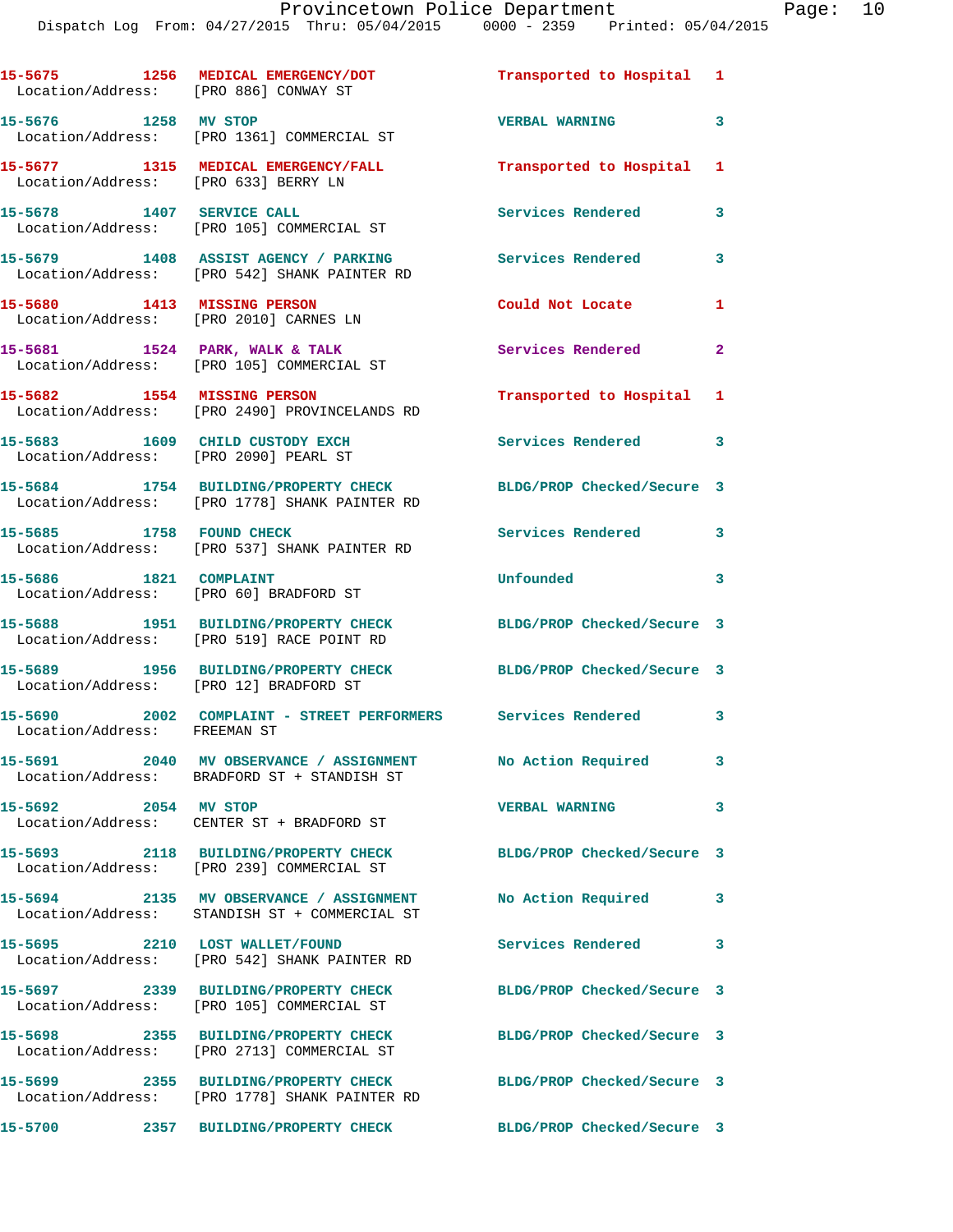15-5675 1256 MEDICAL EMERGENCY/DOT Transported to Hospital 1
Location/Address: [PRO 886] CONWAY ST

15-5676 1258 MV STOP VERBAL WARNING 3
Location/Address: [PRO 1361] COMMERCIAL ST

15-5677 1315 MEDICAL EMERGENCY/FALL Transported to Hospital 1
Location/Address: [PRO 633] BERRY LN

15-5678 1407 SERVICE CALL Services Rendered 3
Location/Address: [PRO 105] COMMERCIAL ST

15-5679 1408 ASSIST AGENCY / PARKING Services Rendered 3
Location/Address: [PRO 542] SHANK PAINTER RD

15-5680 1413 MISSING PERSON Could Not Locate 1
Location/Address: [PRO 2010] CARNES LN

15-5681 1524 PARK, WALK & TALK Services Rendered 2
Location/Address: [PRO 105] COMMERCIAL ST

15-5682 1554 MISSING PERSON Transported to Hospital 1
Location/Address: [PRO 2490] PROVINCELANDS RD

15-5683 1609 CHILD CUSTODY EXCH Services Rendered 3
Location/Address: [PRO 2090] PEARL ST

15-5684 1754 BUILDING/PROPERTY CHECK BLDG/PROP Checked/Secure 3
Location/Address: [PRO 1778] SHANK PAINTER RD

15-5685 1758 FOUND CHECK Services Rendered 3
Location/Address: [PRO 537] SHANK PAINTER RD

15-5686 1821 COMPLAINT Unfounded 3
Location/Address: [PRO 60] BRADFORD ST

15-5688 1951 BUILDING/PROPERTY CHECK BLDG/PROP Checked/Secure 3
Location/Address: [PRO 519] RACE POINT RD

15-5689 1956 BUILDING/PROPERTY CHECK BLDG/PROP Checked/Secure 3
Location/Address: [PRO 12] BRADFORD ST

15-5690 2002 COMPLAINT - STREET PERFORMERS Services Rendered 3
Location/Address: FREEMAN ST

15-5691 2040 MV OBSERVANCE / ASSIGNMENT No Action Required 3
Location/Address: BRADFORD ST + STANDISH ST

15-5692 2054 MV STOP VERBAL WARNING 3
Location/Address: CENTER ST + BRADFORD ST

15-5693 2118 BUILDING/PROPERTY CHECK BLDG/PROP Checked/Secure 3
Location/Address: [PRO 239] COMMERCIAL ST

15-5694 2135 MV OBSERVANCE / ASSIGNMENT No Action Required 3
Location/Address: STANDISH ST + COMMERCIAL ST

15-5695 2210 LOST WALLET/FOUND Services Rendered 3
Location/Address: [PRO 542] SHANK PAINTER RD

15-5697 2339 BUILDING/PROPERTY CHECK BLDG/PROP Checked/Secure 3
Location/Address: [PRO 105] COMMERCIAL ST

15-5698 2355 BUILDING/PROPERTY CHECK BLDG/PROP Checked/Secure 3
Location/Address: [PRO 2713] COMMERCIAL ST

15-5699 2355 BUILDING/PROPERTY CHECK BLDG/PROP Checked/Secure 3
Location/Address: [PRO 1778] SHANK PAINTER RD

15-5700 2357 BUILDING/PROPERTY CHECK BLDG/PROP Checked/Secure 3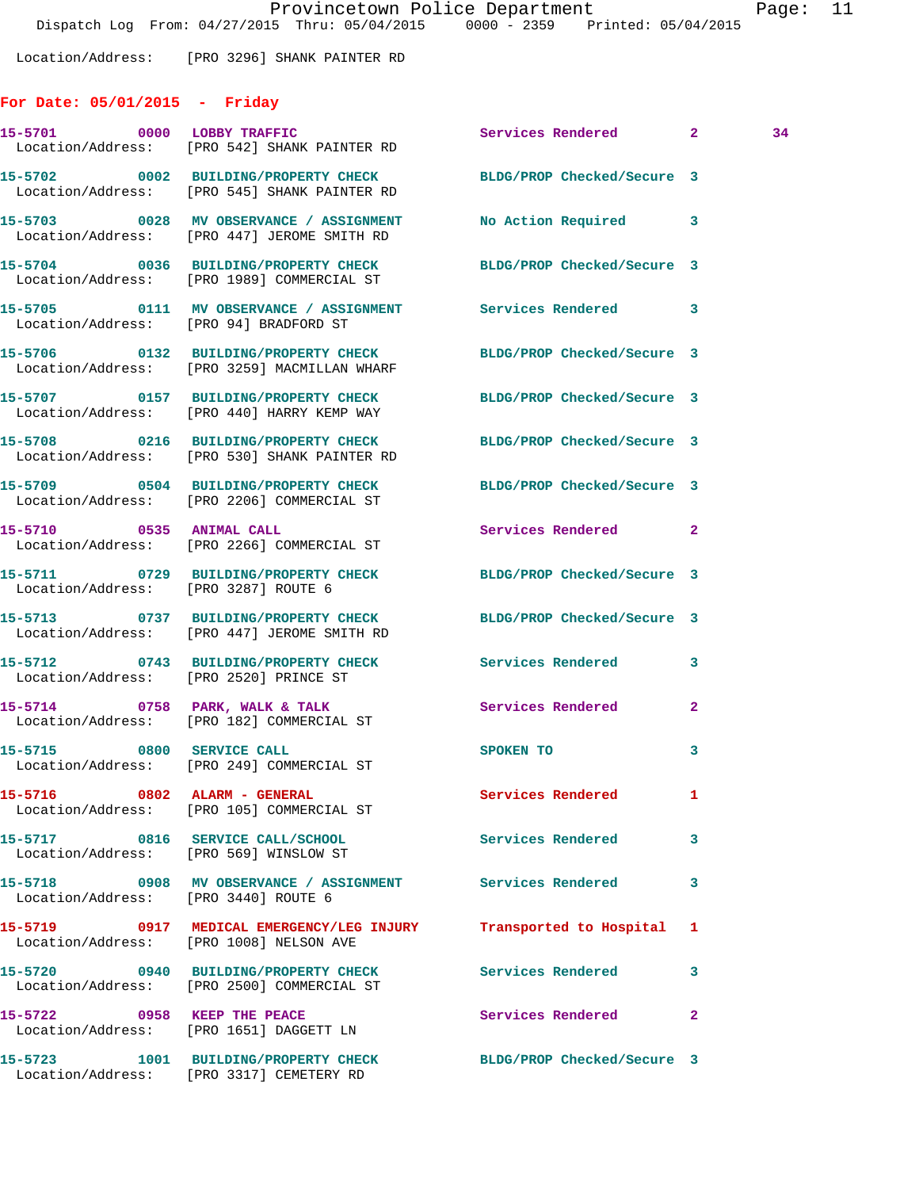Location/Address: [PRO 3296] SHANK PAINTER RD

## For Date: 05/01/2015 - Friday

**15-5701** 0000 **LOBBY TRAFFIC** Services Rendered 2 34
Location/Address: [PRO 542] SHANK PAINTER RD

**15-5702** 0002 **BUILDING/PROPERTY CHECK** BLDG/PROP Checked/Secure 3
Location/Address: [PRO 545] SHANK PAINTER RD

**15-5703** 0028 **MV OBSERVANCE / ASSIGNMENT** No Action Required 3
Location/Address: [PRO 447] JEROME SMITH RD

**15-5704** 0036 **BUILDING/PROPERTY CHECK** BLDG/PROP Checked/Secure 3
Location/Address: [PRO 1989] COMMERCIAL ST

**15-5705** 0111 **MV OBSERVANCE / ASSIGNMENT** Services Rendered 3
Location/Address: [PRO 94] BRADFORD ST

**15-5706** 0132 **BUILDING/PROPERTY CHECK** BLDG/PROP Checked/Secure 3
Location/Address: [PRO 3259] MACMILLAN WHARF

**15-5707** 0157 **BUILDING/PROPERTY CHECK** BLDG/PROP Checked/Secure 3
Location/Address: [PRO 440] HARRY KEMP WAY

**15-5708** 0216 **BUILDING/PROPERTY CHECK** BLDG/PROP Checked/Secure 3
Location/Address: [PRO 530] SHANK PAINTER RD

**15-5709** 0504 **BUILDING/PROPERTY CHECK** BLDG/PROP Checked/Secure 3
Location/Address: [PRO 2206] COMMERCIAL ST

**15-5710** 0535 **ANIMAL CALL** Services Rendered 2
Location/Address: [PRO 2266] COMMERCIAL ST

**15-5711** 0729 **BUILDING/PROPERTY CHECK** BLDG/PROP Checked/Secure 3
Location/Address: [PRO 3287] ROUTE 6

**15-5713** 0737 **BUILDING/PROPERTY CHECK** BLDG/PROP Checked/Secure 3
Location/Address: [PRO 447] JEROME SMITH RD

**15-5712** 0743 **BUILDING/PROPERTY CHECK** Services Rendered 3
Location/Address: [PRO 2520] PRINCE ST

**15-5714** 0758 **PARK, WALK & TALK** Services Rendered 2
Location/Address: [PRO 182] COMMERCIAL ST

**15-5715** 0800 **SERVICE CALL** SPOKEN TO 3
Location/Address: [PRO 249] COMMERCIAL ST

**15-5716** 0802 **ALARM - GENERAL** Services Rendered 1
Location/Address: [PRO 105] COMMERCIAL ST

**15-5717** 0816 **SERVICE CALL/SCHOOL** Services Rendered 3
Location/Address: [PRO 569] WINSLOW ST

**15-5718** 0908 **MV OBSERVANCE / ASSIGNMENT** Services Rendered 3
Location/Address: [PRO 3440] ROUTE 6

**15-5719** 0917 **MEDICAL EMERGENCY/LEG INJURY** Transported to Hospital 1
Location/Address: [PRO 1008] NELSON AVE

**15-5720** 0940 **BUILDING/PROPERTY CHECK** Services Rendered 3
Location/Address: [PRO 2500] COMMERCIAL ST

**15-5722** 0958 **KEEP THE PEACE** Services Rendered 2
Location/Address: [PRO 1651] DAGGETT LN

**15-5723** 1001 **BUILDING/PROPERTY CHECK** BLDG/PROP Checked/Secure 3
Location/Address: [PRO 3317] CEMETERY RD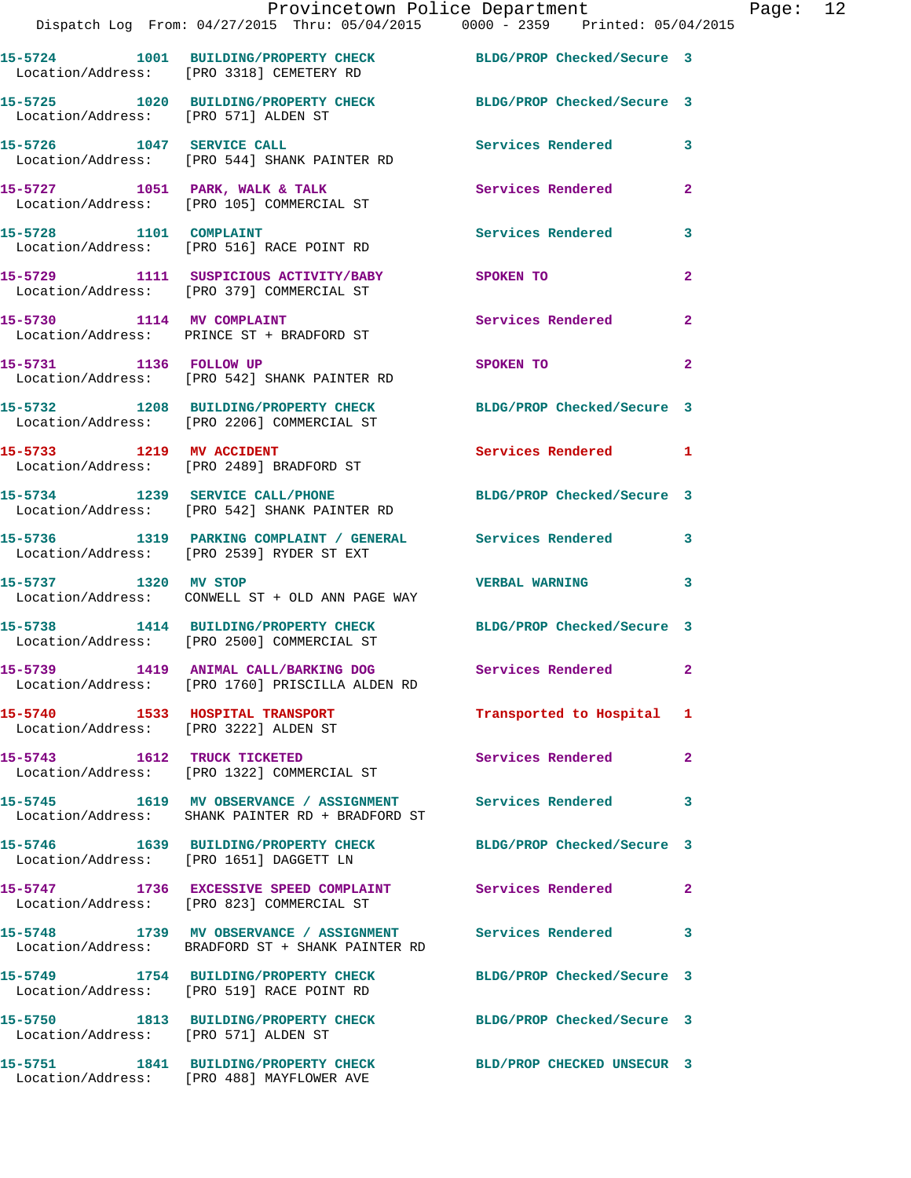15-5724 1001 BUILDING/PROPERTY CHECK BLDG/PROP Checked/Secure 3
Location/Address: [PRO 3318] CEMETERY RD

15-5725 1020 BUILDING/PROPERTY CHECK BLDG/PROP Checked/Secure 3
Location/Address: [PRO 571] ALDEN ST

15-5726 1047 SERVICE CALL Services Rendered 3
Location/Address: [PRO 544] SHANK PAINTER RD

15-5727 1051 PARK, WALK & TALK Services Rendered 2
Location/Address: [PRO 105] COMMERCIAL ST

15-5728 1101 COMPLAINT Services Rendered 3
Location/Address: [PRO 516] RACE POINT RD

15-5729 1111 SUSPICIOUS ACTIVITY/BABY SPOKEN TO 2
Location/Address: [PRO 379] COMMERCIAL ST

15-5730 1114 MV COMPLAINT Services Rendered 2
Location/Address: PRINCE ST + BRADFORD ST

15-5731 1136 FOLLOW UP SPOKEN TO 2
Location/Address: [PRO 542] SHANK PAINTER RD

15-5732 1208 BUILDING/PROPERTY CHECK BLDG/PROP Checked/Secure 3
Location/Address: [PRO 2206] COMMERCIAL ST

15-5733 1219 MV ACCIDENT Services Rendered 1
Location/Address: [PRO 2489] BRADFORD ST

15-5734 1239 SERVICE CALL/PHONE BLDG/PROP Checked/Secure 3
Location/Address: [PRO 542] SHANK PAINTER RD

15-5736 1319 PARKING COMPLAINT / GENERAL Services Rendered 3
Location/Address: [PRO 2539] RYDER ST EXT

15-5737 1320 MV STOP VERBAL WARNING 3
Location/Address: CONWELL ST + OLD ANN PAGE WAY

15-5738 1414 BUILDING/PROPERTY CHECK BLDG/PROP Checked/Secure 3
Location/Address: [PRO 2500] COMMERCIAL ST

15-5739 1419 ANIMAL CALL/BARKING DOG Services Rendered 2
Location/Address: [PRO 1760] PRISCILLA ALDEN RD

15-5740 1533 HOSPITAL TRANSPORT Transported to Hospital 1
Location/Address: [PRO 3222] ALDEN ST

15-5743 1612 TRUCK TICKETED Services Rendered 2
Location/Address: [PRO 1322] COMMERCIAL ST

15-5745 1619 MV OBSERVANCE / ASSIGNMENT Services Rendered 3
Location/Address: SHANK PAINTER RD + BRADFORD ST

15-5746 1639 BUILDING/PROPERTY CHECK BLDG/PROP Checked/Secure 3
Location/Address: [PRO 1651] DAGGETT LN

15-5747 1736 EXCESSIVE SPEED COMPLAINT Services Rendered 2
Location/Address: [PRO 823] COMMERCIAL ST

15-5748 1739 MV OBSERVANCE / ASSIGNMENT Services Rendered 3
Location/Address: BRADFORD ST + SHANK PAINTER RD

15-5749 1754 BUILDING/PROPERTY CHECK BLDG/PROP Checked/Secure 3
Location/Address: [PRO 519] RACE POINT RD

15-5750 1813 BUILDING/PROPERTY CHECK BLDG/PROP Checked/Secure 3
Location/Address: [PRO 571] ALDEN ST

15-5751 1841 BUILDING/PROPERTY CHECK BLD/PROP CHECKED UNSECUR 3
Location/Address: [PRO 488] MAYFLOWER AVE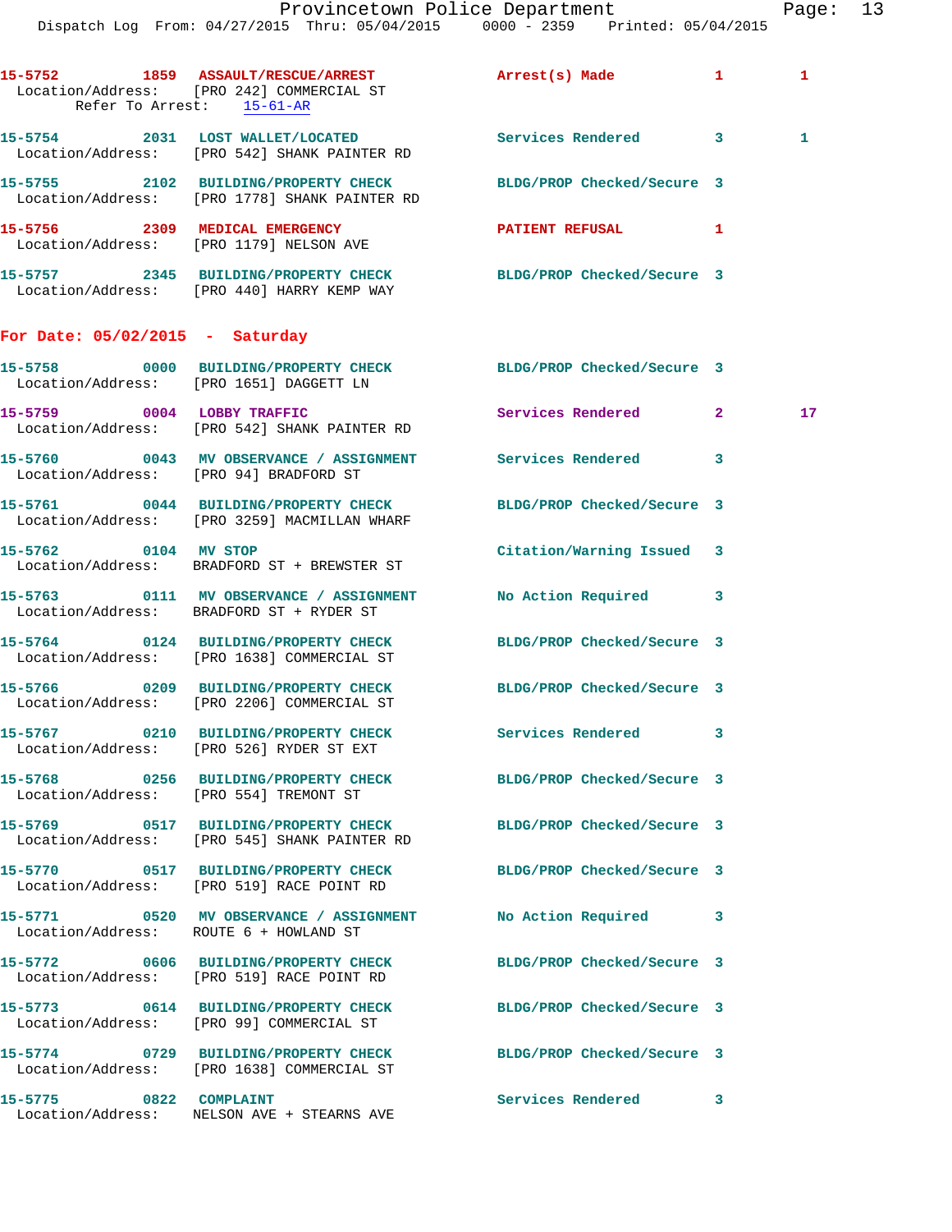15-5752 1859 ASSAULT/RESCUE/ARREST Arrest(s) Made 1 1
 Location/Address: [PRO 242] COMMERCIAL ST
 Refer To Arrest: 15-61-AR

15-5754 2031 LOST WALLET/LOCATED Services Rendered 3 1
 Location/Address: [PRO 542] SHANK PAINTER RD

15-5755 2102 BUILDING/PROPERTY CHECK BLDG/PROP Checked/Secure 3
 Location/Address: [PRO 1778] SHANK PAINTER RD

15-5756 2309 MEDICAL EMERGENCY PATIENT REFUSAL 1
 Location/Address: [PRO 1179] NELSON AVE

15-5757 2345 BUILDING/PROPERTY CHECK BLDG/PROP Checked/Secure 3
 Location/Address: [PRO 440] HARRY KEMP WAY

## For Date: 05/02/2015 - Saturday

15-5758 0000 BUILDING/PROPERTY CHECK BLDG/PROP Checked/Secure 3
 Location/Address: [PRO 1651] DAGGETT LN

15-5759 0004 LOBBY TRAFFIC Services Rendered 2 17
 Location/Address: [PRO 542] SHANK PAINTER RD

15-5760 0043 MV OBSERVANCE / ASSIGNMENT Services Rendered 3
 Location/Address: [PRO 94] BRADFORD ST

15-5761 0044 BUILDING/PROPERTY CHECK BLDG/PROP Checked/Secure 3
 Location/Address: [PRO 3259] MACMILLAN WHARF

15-5762 0104 MV STOP Citation/Warning Issued 3
 Location/Address: BRADFORD ST + BREWSTER ST

15-5763 0111 MV OBSERVANCE / ASSIGNMENT No Action Required 3
 Location/Address: BRADFORD ST + RYDER ST

15-5764 0124 BUILDING/PROPERTY CHECK BLDG/PROP Checked/Secure 3
 Location/Address: [PRO 1638] COMMERCIAL ST

15-5766 0209 BUILDING/PROPERTY CHECK BLDG/PROP Checked/Secure 3
 Location/Address: [PRO 2206] COMMERCIAL ST

15-5767 0210 BUILDING/PROPERTY CHECK Services Rendered 3
 Location/Address: [PRO 526] RYDER ST EXT

15-5768 0256 BUILDING/PROPERTY CHECK BLDG/PROP Checked/Secure 3
 Location/Address: [PRO 554] TREMONT ST

15-5769 0517 BUILDING/PROPERTY CHECK BLDG/PROP Checked/Secure 3
 Location/Address: [PRO 545] SHANK PAINTER RD

15-5770 0517 BUILDING/PROPERTY CHECK BLDG/PROP Checked/Secure 3
 Location/Address: [PRO 519] RACE POINT RD

15-5771 0520 MV OBSERVANCE / ASSIGNMENT No Action Required 3
 Location/Address: ROUTE 6 + HOWLAND ST

15-5772 0606 BUILDING/PROPERTY CHECK BLDG/PROP Checked/Secure 3
 Location/Address: [PRO 519] RACE POINT RD

15-5773 0614 BUILDING/PROPERTY CHECK BLDG/PROP Checked/Secure 3
 Location/Address: [PRO 99] COMMERCIAL ST

15-5774 0729 BUILDING/PROPERTY CHECK BLDG/PROP Checked/Secure 3
 Location/Address: [PRO 1638] COMMERCIAL ST

15-5775 0822 COMPLAINT Services Rendered 3
 Location/Address: NELSON AVE + STEARNS AVE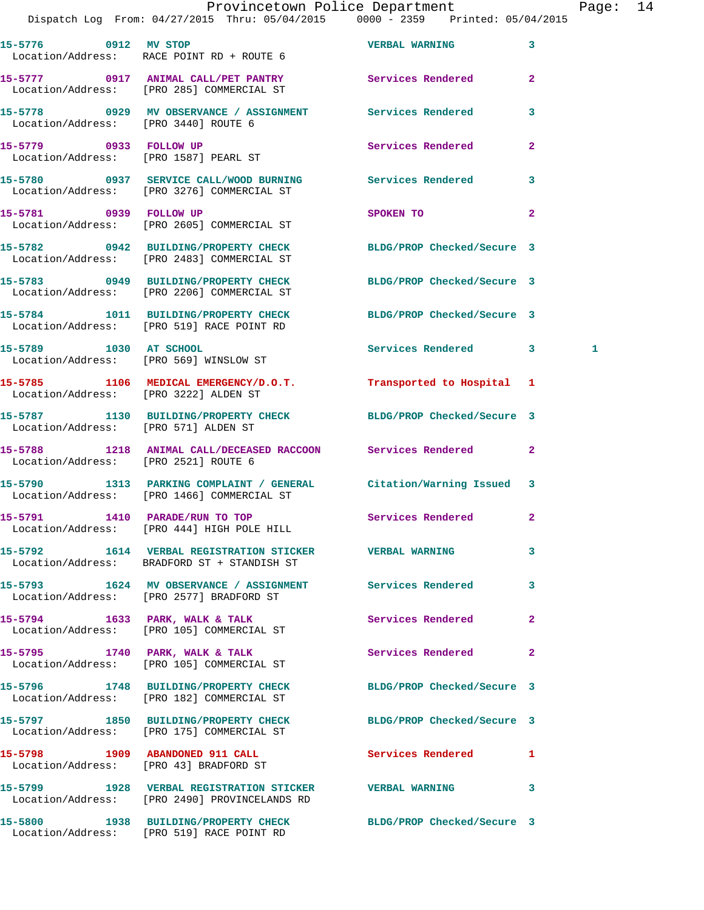15-5776 0912 MV STOP VERBAL WARNING 3
Location/Address: RACE POINT RD + ROUTE 6

15-5777 0917 ANIMAL CALL/PET PANTRY Services Rendered 2
Location/Address: [PRO 285] COMMERCIAL ST

15-5778 0929 MV OBSERVANCE / ASSIGNMENT Services Rendered 3
Location/Address: [PRO 3440] ROUTE 6

15-5779 0933 FOLLOW UP Services Rendered 2
Location/Address: [PRO 1587] PEARL ST

15-5780 0937 SERVICE CALL/WOOD BURNING Services Rendered 3
Location/Address: [PRO 3276] COMMERCIAL ST

15-5781 0939 FOLLOW UP SPOKEN TO 2
Location/Address: [PRO 2605] COMMERCIAL ST

15-5782 0942 BUILDING/PROPERTY CHECK BLDG/PROP Checked/Secure 3
Location/Address: [PRO 2483] COMMERCIAL ST

15-5783 0949 BUILDING/PROPERTY CHECK BLDG/PROP Checked/Secure 3
Location/Address: [PRO 2206] COMMERCIAL ST

15-5784 1011 BUILDING/PROPERTY CHECK BLDG/PROP Checked/Secure 3
Location/Address: [PRO 519] RACE POINT RD

15-5789 1030 AT SCHOOL Services Rendered 3 1
Location/Address: [PRO 569] WINSLOW ST

15-5785 1106 MEDICAL EMERGENCY/D.O.T. Transported to Hospital 1
Location/Address: [PRO 3222] ALDEN ST

15-5787 1130 BUILDING/PROPERTY CHECK BLDG/PROP Checked/Secure 3
Location/Address: [PRO 571] ALDEN ST

15-5788 1218 ANIMAL CALL/DECEASED RACCOON Services Rendered 2
Location/Address: [PRO 2521] ROUTE 6

15-5790 1313 PARKING COMPLAINT / GENERAL Citation/Warning Issued 3
Location/Address: [PRO 1466] COMMERCIAL ST

15-5791 1410 PARADE/RUN TO TOP Services Rendered 2
Location/Address: [PRO 444] HIGH POLE HILL

15-5792 1614 VERBAL REGISTRATION STICKER VERBAL WARNING 3
Location/Address: BRADFORD ST + STANDISH ST

15-5793 1624 MV OBSERVANCE / ASSIGNMENT Services Rendered 3
Location/Address: [PRO 2577] BRADFORD ST

15-5794 1633 PARK, WALK & TALK Services Rendered 2
Location/Address: [PRO 105] COMMERCIAL ST

15-5795 1740 PARK, WALK & TALK Services Rendered 2
Location/Address: [PRO 105] COMMERCIAL ST

15-5796 1748 BUILDING/PROPERTY CHECK BLDG/PROP Checked/Secure 3
Location/Address: [PRO 182] COMMERCIAL ST

15-5797 1850 BUILDING/PROPERTY CHECK BLDG/PROP Checked/Secure 3
Location/Address: [PRO 175] COMMERCIAL ST

15-5798 1909 ABANDONED 911 CALL Services Rendered 1
Location/Address: [PRO 43] BRADFORD ST

15-5799 1928 VERBAL REGISTRATION STICKER VERBAL WARNING 3
Location/Address: [PRO 2490] PROVINCELANDS RD

15-5800 1938 BUILDING/PROPERTY CHECK BLDG/PROP Checked/Secure 3
Location/Address: [PRO 519] RACE POINT RD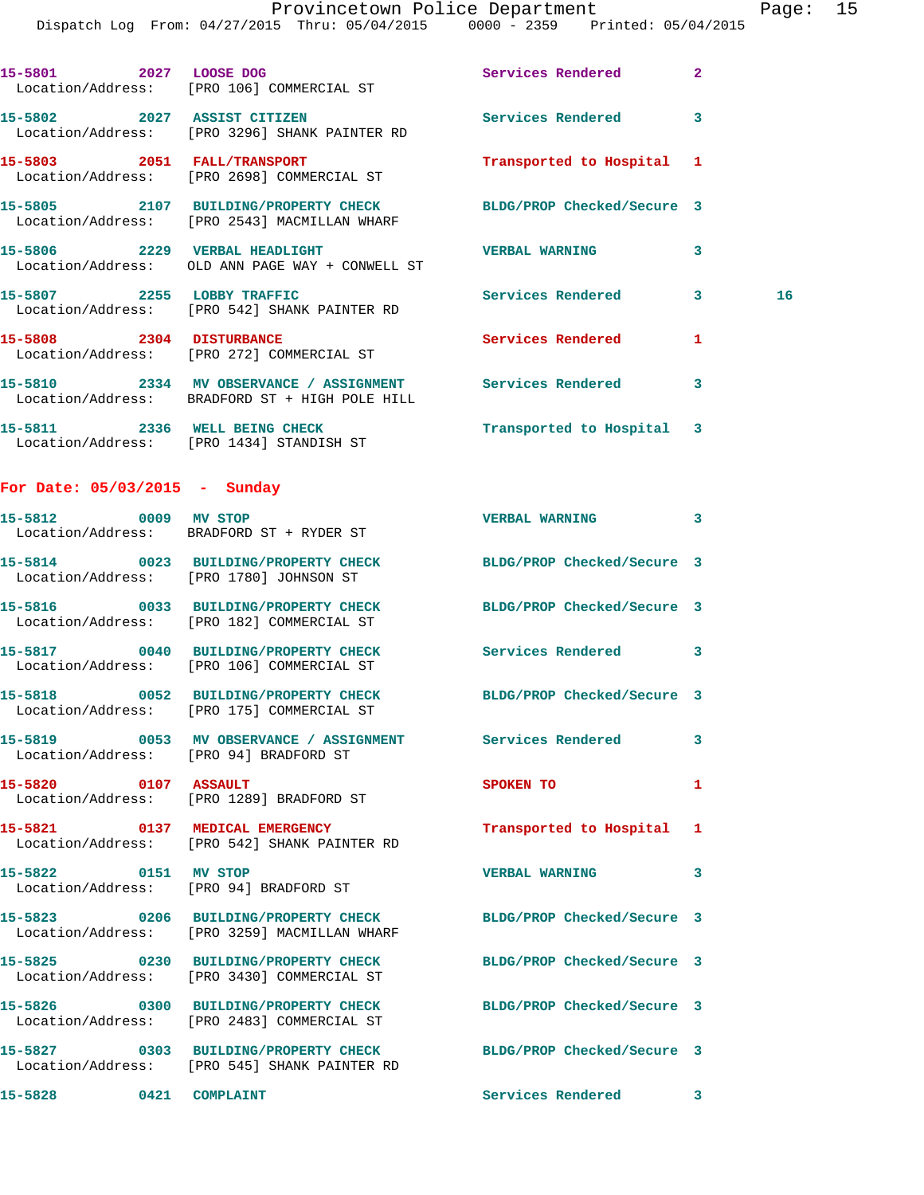15-5801 2027 LOOSE DOG Services Rendered 2
Location/Address: [PRO 106] COMMERCIAL ST

15-5802 2027 ASSIST CITIZEN Services Rendered 3
Location/Address: [PRO 3296] SHANK PAINTER RD

15-5803 2051 FALL/TRANSPORT Transported to Hospital 1
Location/Address: [PRO 2698] COMMERCIAL ST

15-5805 2107 BUILDING/PROPERTY CHECK BLDG/PROP Checked/Secure 3
Location/Address: [PRO 2543] MACMILLAN WHARF

15-5806 2229 VERBAL HEADLIGHT VERBAL WARNING 3
Location/Address: OLD ANN PAGE WAY + CONWELL ST

15-5807 2255 LOBBY TRAFFIC Services Rendered 3 16
Location/Address: [PRO 542] SHANK PAINTER RD

15-5808 2304 DISTURBANCE Services Rendered 1
Location/Address: [PRO 272] COMMERCIAL ST

15-5810 2334 MV OBSERVANCE / ASSIGNMENT Services Rendered 3
Location/Address: BRADFORD ST + HIGH POLE HILL

15-5811 2336 WELL BEING CHECK Transported to Hospital 3
Location/Address: [PRO 1434] STANDISH ST

## For Date: 05/03/2015 - Sunday

15-5812 0009 MV STOP VERBAL WARNING 3
Location/Address: BRADFORD ST + RYDER ST

15-5814 0023 BUILDING/PROPERTY CHECK BLDG/PROP Checked/Secure 3
Location/Address: [PRO 1780] JOHNSON ST

15-5816 0033 BUILDING/PROPERTY CHECK BLDG/PROP Checked/Secure 3
Location/Address: [PRO 182] COMMERCIAL ST

15-5817 0040 BUILDING/PROPERTY CHECK Services Rendered 3
Location/Address: [PRO 106] COMMERCIAL ST

15-5818 0052 BUILDING/PROPERTY CHECK BLDG/PROP Checked/Secure 3
Location/Address: [PRO 175] COMMERCIAL ST

15-5819 0053 MV OBSERVANCE / ASSIGNMENT Services Rendered 3
Location/Address: [PRO 94] BRADFORD ST

15-5820 0107 ASSAULT SPOKEN TO 1
Location/Address: [PRO 1289] BRADFORD ST

15-5821 0137 MEDICAL EMERGENCY Transported to Hospital 1
Location/Address: [PRO 542] SHANK PAINTER RD

15-5822 0151 MV STOP VERBAL WARNING 3
Location/Address: [PRO 94] BRADFORD ST

15-5823 0206 BUILDING/PROPERTY CHECK BLDG/PROP Checked/Secure 3
Location/Address: [PRO 3259] MACMILLAN WHARF

15-5825 0230 BUILDING/PROPERTY CHECK BLDG/PROP Checked/Secure 3
Location/Address: [PRO 3430] COMMERCIAL ST

15-5826 0300 BUILDING/PROPERTY CHECK BLDG/PROP Checked/Secure 3
Location/Address: [PRO 2483] COMMERCIAL ST

15-5827 0303 BUILDING/PROPERTY CHECK BLDG/PROP Checked/Secure 3
Location/Address: [PRO 545] SHANK PAINTER RD

15-5828 0421 COMPLAINT Services Rendered 3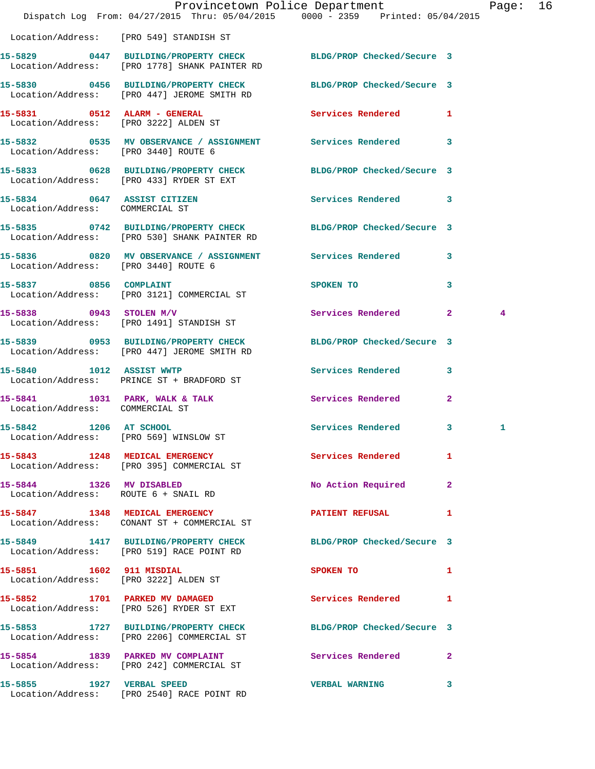Location/Address: [PRO 549] STANDISH ST

**15-5829 0447 BUILDING/PROPERTY CHECK** BLDG/PROP Checked/Secure 3
Location/Address: [PRO 1778] SHANK PAINTER RD

**15-5830 0456 BUILDING/PROPERTY CHECK** BLDG/PROP Checked/Secure 3
Location/Address: [PRO 447] JEROME SMITH RD

**15-5831 0512 ALARM - GENERAL** Services Rendered 1
Location/Address: [PRO 3222] ALDEN ST

**15-5832 0535 MV OBSERVANCE / ASSIGNMENT** Services Rendered 3
Location/Address: [PRO 3440] ROUTE 6

**15-5833 0628 BUILDING/PROPERTY CHECK** BLDG/PROP Checked/Secure 3
Location/Address: [PRO 433] RYDER ST EXT

**15-5834 0647 ASSIST CITIZEN** Services Rendered 3
Location/Address: COMMERCIAL ST

**15-5835 0742 BUILDING/PROPERTY CHECK** BLDG/PROP Checked/Secure 3
Location/Address: [PRO 530] SHANK PAINTER RD

**15-5836 0820 MV OBSERVANCE / ASSIGNMENT** Services Rendered 3
Location/Address: [PRO 3440] ROUTE 6

**15-5837 0856 COMPLAINT** SPOKEN TO 3
Location/Address: [PRO 3121] COMMERCIAL ST

**15-5838 0943 STOLEN M/V** Services Rendered 2 4
Location/Address: [PRO 1491] STANDISH ST

**15-5839 0953 BUILDING/PROPERTY CHECK** BLDG/PROP Checked/Secure 3
Location/Address: [PRO 447] JEROME SMITH RD

**15-5840 1012 ASSIST WWTP** Services Rendered 3
Location/Address: PRINCE ST + BRADFORD ST

**15-5841 1031 PARK, WALK & TALK** Services Rendered 2
Location/Address: COMMERCIAL ST

**15-5842 1206 AT SCHOOL** Services Rendered 3 1
Location/Address: [PRO 569] WINSLOW ST

**15-5843 1248 MEDICAL EMERGENCY** Services Rendered 1
Location/Address: [PRO 395] COMMERCIAL ST

**15-5844 1326 MV DISABLED** No Action Required 2
Location/Address: ROUTE 6 + SNAIL RD

**15-5847 1348 MEDICAL EMERGENCY** PATIENT REFUSAL 1
Location/Address: CONANT ST + COMMERCIAL ST

**15-5849 1417 BUILDING/PROPERTY CHECK** BLDG/PROP Checked/Secure 3
Location/Address: [PRO 519] RACE POINT RD

**15-5851 1602 911 MISDIAL** SPOKEN TO 1
Location/Address: [PRO 3222] ALDEN ST

**15-5852 1701 PARKED MV DAMAGED** Services Rendered 1
Location/Address: [PRO 526] RYDER ST EXT

**15-5853 1727 BUILDING/PROPERTY CHECK** BLDG/PROP Checked/Secure 3
Location/Address: [PRO 2206] COMMERCIAL ST

**15-5854 1839 PARKED MV COMPLAINT** Services Rendered 2
Location/Address: [PRO 242] COMMERCIAL ST

**15-5855 1927 VERBAL SPEED** VERBAL WARNING 3
Location/Address: [PRO 2540] RACE POINT RD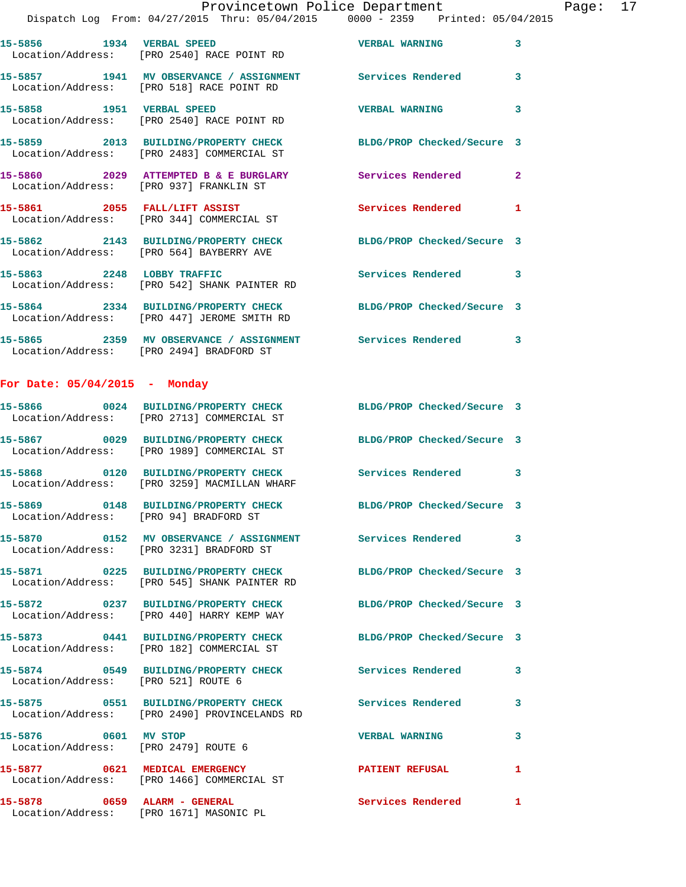15-5856 1934 VERBAL SPEED VERBAL WARNING 3
Location/Address: [PRO 2540] RACE POINT RD

15-5857 1941 MV OBSERVANCE / ASSIGNMENT Services Rendered 3
Location/Address: [PRO 518] RACE POINT RD

15-5858 1951 VERBAL SPEED VERBAL WARNING 3
Location/Address: [PRO 2540] RACE POINT RD

15-5859 2013 BUILDING/PROPERTY CHECK BLDG/PROP Checked/Secure 3
Location/Address: [PRO 2483] COMMERCIAL ST

15-5860 2029 ATTEMPTED B & E BURGLARY Services Rendered 2
Location/Address: [PRO 937] FRANKLIN ST

15-5861 2055 FALL/LIFT ASSIST Services Rendered 1
Location/Address: [PRO 344] COMMERCIAL ST

15-5862 2143 BUILDING/PROPERTY CHECK BLDG/PROP Checked/Secure 3
Location/Address: [PRO 564] BAYBERRY AVE

15-5863 2248 LOBBY TRAFFIC Services Rendered 3
Location/Address: [PRO 542] SHANK PAINTER RD

15-5864 2334 BUILDING/PROPERTY CHECK BLDG/PROP Checked/Secure 3
Location/Address: [PRO 447] JEROME SMITH RD

15-5865 2359 MV OBSERVANCE / ASSIGNMENT Services Rendered 3
Location/Address: [PRO 2494] BRADFORD ST

**For Date: 05/04/2015 - Monday**

15-5866 0024 BUILDING/PROPERTY CHECK BLDG/PROP Checked/Secure 3
Location/Address: [PRO 2713] COMMERCIAL ST

15-5867 0029 BUILDING/PROPERTY CHECK BLDG/PROP Checked/Secure 3
Location/Address: [PRO 1989] COMMERCIAL ST

15-5868 0120 BUILDING/PROPERTY CHECK Services Rendered 3
Location/Address: [PRO 3259] MACMILLAN WHARF

15-5869 0148 BUILDING/PROPERTY CHECK BLDG/PROP Checked/Secure 3
Location/Address: [PRO 94] BRADFORD ST

15-5870 0152 MV OBSERVANCE / ASSIGNMENT Services Rendered 3
Location/Address: [PRO 3231] BRADFORD ST

15-5871 0225 BUILDING/PROPERTY CHECK BLDG/PROP Checked/Secure 3
Location/Address: [PRO 545] SHANK PAINTER RD

15-5872 0237 BUILDING/PROPERTY CHECK BLDG/PROP Checked/Secure 3
Location/Address: [PRO 440] HARRY KEMP WAY

15-5873 0441 BUILDING/PROPERTY CHECK BLDG/PROP Checked/Secure 3
Location/Address: [PRO 182] COMMERCIAL ST

15-5874 0549 BUILDING/PROPERTY CHECK Services Rendered 3
Location/Address: [PRO 521] ROUTE 6

15-5875 0551 BUILDING/PROPERTY CHECK Services Rendered 3
Location/Address: [PRO 2490] PROVINCELANDS RD

15-5876 0601 MV STOP VERBAL WARNING 3
Location/Address: [PRO 2479] ROUTE 6

15-5877 0621 MEDICAL EMERGENCY PATIENT REFUSAL 1
Location/Address: [PRO 1466] COMMERCIAL ST

15-5878 0659 ALARM - GENERAL Services Rendered 1
Location/Address: [PRO 1671] MASONIC PL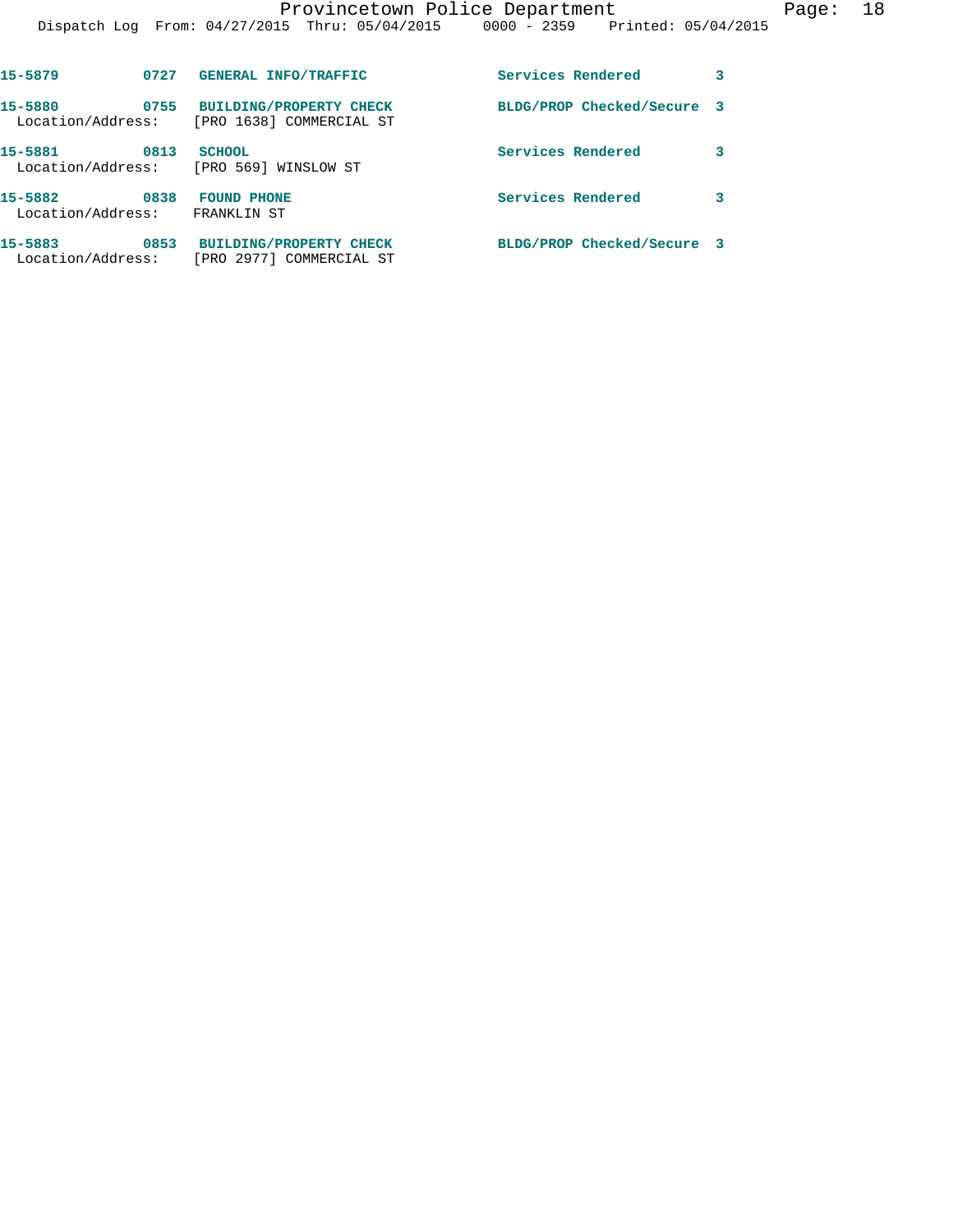**15-5879** **0727** **GENERAL INFO/TRAFFIC** **Services Rendered** **3**

**15-5880** **0755** **BUILDING/PROPERTY CHECK** **BLDG/PROP Checked/Secure** **3**
Location/Address: [PRO 1638] COMMERCIAL ST

**15-5881** **0813** **SCHOOL** **Services Rendered** **3**
Location/Address: [PRO 569] WINSLOW ST

**15-5882** **0838** **FOUND PHONE** **Services Rendered** **3**
Location/Address: FRANKLIN ST

**15-5883** **0853** **BUILDING/PROPERTY CHECK** **BLDG/PROP Checked/Secure** **3**
Location/Address: [PRO 2977] COMMERCIAL ST